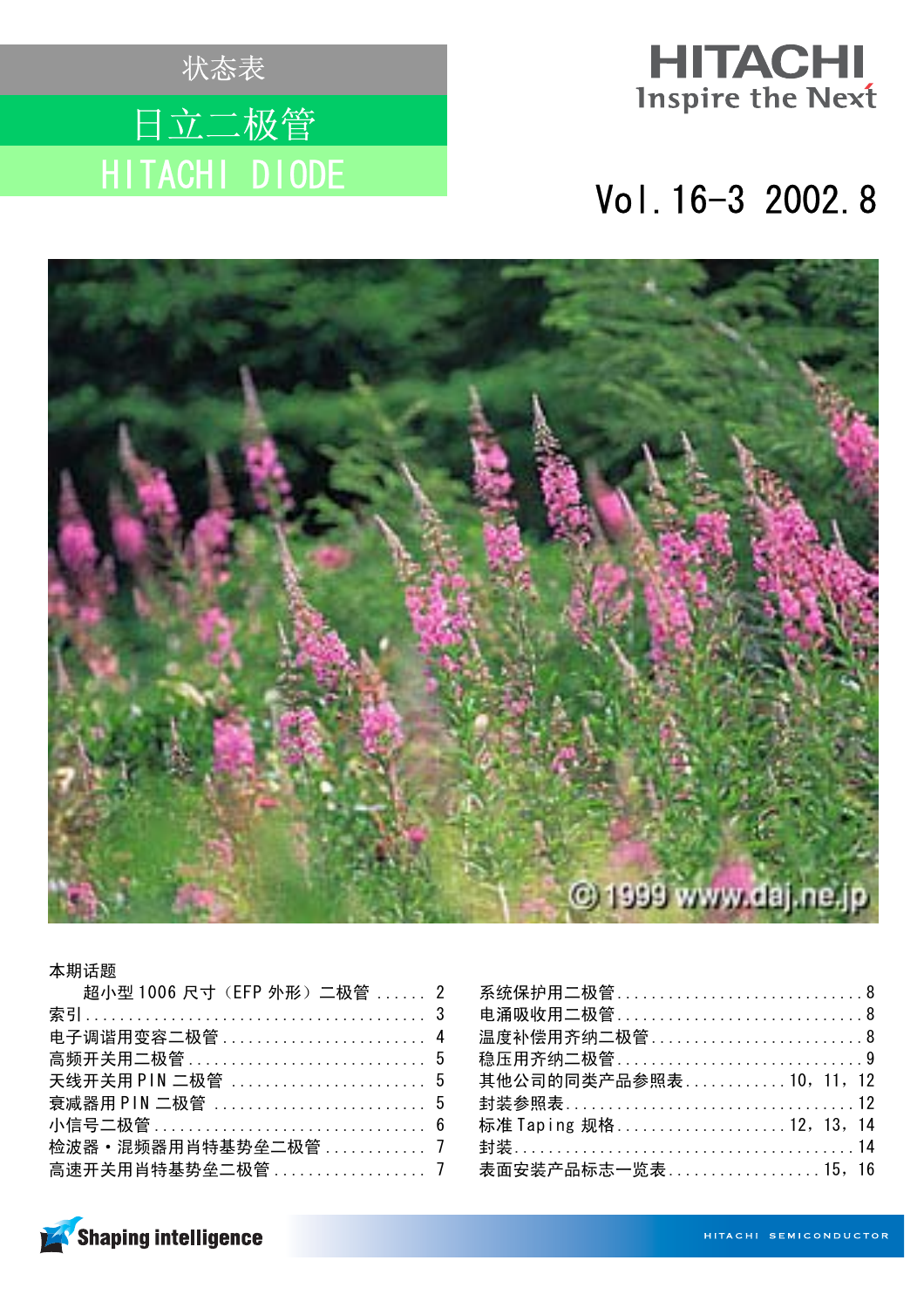状态表

# 日立二极管

# HITACHI DIODE

HITACHI
Inspire the Next

Vol.16-3 2002.8

© 1999 www.daj.ne.jp

本期话题

| | |
|---|---|
| 超小型 1006 尺寸（EFP 外形）二极管 | 2 |
| 索引 | 3 |
| 电子调谐用变容二极管 | 4 |
| 高频开关用二极管 | 5 |
| 天线开关用 PIN 二极管 | 5 |
| 衰减器用 PIN 二极管 | 5 |
| 小信号二极管 | 6 |
| 检波器・混频器用肖特基势垒二极管 | 7 |
| 高速开关用肖特基势垒二极管 | 7 |
| 系统保护用二极管 | 8 |
| 电涌吸收用二极管 | 8 |
| 温度补偿用齐纳二极管 | 8 |
| 稳压用齐纳二极管 | 9 |
| 其他公司的同类产品参照表 | 10，11，12 |
| 封装参照表 | 12 |
| 标准 Taping 规格 | 12，13，14 |
| 封装 | 14 |
| 表面安装产品标志一览表 | 15，16 |

Shaping intelligence

HITACHI SEMICONDUCTOR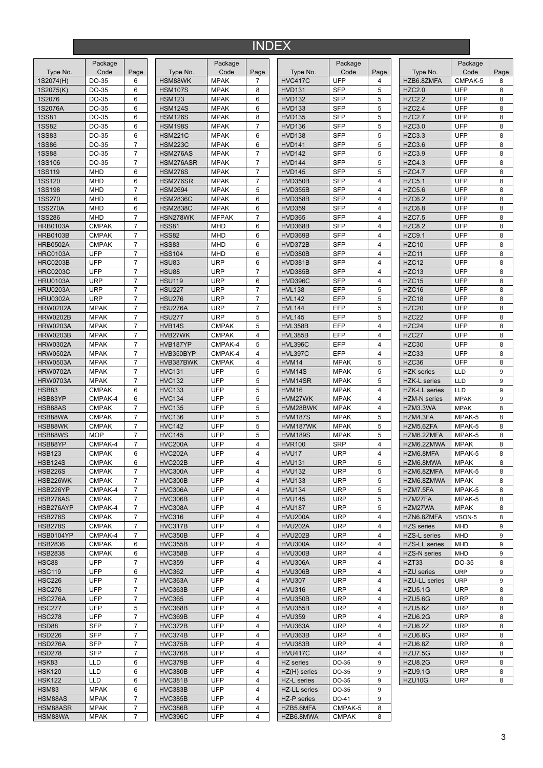# INDEX

| Type No. | Package Code | Page |
|---|---|---|
| 1S2074(H) | DO-35 | 6 |
| 1S2075(K) | DO-35 | 6 |
| 1S2076 | DO-35 | 6 |
| 1S2076A | DO-35 | 6 |
| 1SS81 | DO-35 | 6 |
| 1SS82 | DO-35 | 6 |
| 1SS83 | DO-35 | 6 |
| 1SS86 | DO-35 | 7 |
| 1SS88 | DO-35 | 7 |
| 1SS106 | DO-35 | 7 |
| 1SS119 | MHD | 6 |
| 1SS120 | MHD | 6 |
| 1SS198 | MHD | 7 |
| 1SS270 | MHD | 6 |
| 1SS270A | MHD | 6 |
| 1SS286 | MHD | 7 |
| HRB0103A | CMPAK | 7 |
| HRB0103B | CMPAK | 7 |
| HRB0502A | CMPAK | 7 |
| HRC0103A | UFP | 7 |
| HRC0203B | UFP | 7 |
| HRC0203C | UFP | 7 |
| HRU0103A | URP | 7 |
| HRU0203A | URP | 7 |
| HRU0302A | URP | 7 |
| HRW0202A | MPAK | 7 |
| HRW0202B | MPAK | 7 |
| HRW0203A | MPAK | 7 |
| HRW0203B | MPAK | 7 |
| HRW0302A | MPAK | 7 |
| HRW0502A | MPAK | 7 |
| HRW0503A | MPAK | 7 |
| HRW0702A | MPAK | 7 |
| HRW0703A | MPAK | 7 |
| HSB83 | CMPAK | 6 |
| HSB83YP | CMPAK-4 | 6 |
| HSB88AS | CMPAK | 7 |
| HSB88WA | CMPAK | 7 |
| HSB88WK | CMPAK | 7 |
| HSB88WS | MOP | 7 |
| HSB88YP | CMPAK-4 | 7 |
| HSB123 | CMPAK | 6 |
| HSB124S | CMPAK | 6 |
| HSB226S | CMPAK | 7 |
| HSB226WK | CMPAK | 7 |
| HSB226YP | CMPAK-4 | 7 |
| HSB276AS | CMPAK | 7 |
| HSB276AYP | CMPAK-4 | 7 |
| HSB276S | CMPAK | 7 |
| HSB278S | CMPAK | 7 |
| HSB0104YP | CMPAK-4 | 7 |
| HSB2836 | CMPAK | 6 |
| HSB2838 | CMPAK | 6 |
| HSC88 | UFP | 7 |
| HSC119 | UFP | 6 |
| HSC226 | UFP | 7 |
| HSC276 | UFP | 7 |
| HSC276A | UFP | 7 |
| HSC277 | UFP | 5 |
| HSC278 | UFP | 7 |
| HSD88 | SFP | 7 |
| HSD226 | SFP | 7 |
| HSD276A | SFP | 7 |
| HSD278 | SFP | 7 |
| HSK83 | LLD | 6 |
| HSK120 | LLD | 6 |
| HSK122 | LLD | 6 |
| HSM83 | MPAK | 6 |
| HSM88AS | MPAK | 7 |
| HSM88ASR | MPAK | 7 |
| HSM88WA | MPAK | 7 |
| HSM88WK | MPAK | 7 |
| HSM107S | MPAK | 8 |
| HSM123 | MPAK | 6 |
| HSM124S | MPAK | 6 |
| HSM126S | MPAK | 8 |
| HSM198S | MPAK | 7 |
| HSM221C | MPAK | 6 |
| HSM223C | MPAK | 6 |
| HSM276AS | MPAK | 7 |
| HSM276ASR | MPAK | 7 |
| HSM276S | MPAK | 7 |
| HSM276SR | MPAK | 7 |
| HSM2694 | MPAK | 5 |
| HSM2836C | MPAK | 6 |
| HSM2838C | MPAK | 6 |
| HSN278WK | MFPAK | 7 |
| HSS81 | MHD | 6 |
| HSS82 | MHD | 6 |
| HSS83 | MHD | 6 |
| HSS104 | MHD | 6 |
| HSU83 | URP | 6 |
| HSU88 | URP | 7 |
| HSU119 | URP | 6 |
| HSU227 | URP | 7 |
| HSU276 | URP | 7 |
| HSU276A | URP | 7 |
| HSU277 | URP | 5 |
| HVB14S | CMPAK | 5 |
| HVB27WK | CMPAK | 4 |
| HVB187YP | CMPAK-4 | 5 |
| HVB350BYP | CMPAK-4 | 4 |
| HVB387BWK | CMPAK | 4 |
| HVC131 | UFP | 5 |
| HVC132 | UFP | 5 |
| HVC133 | UFP | 5 |
| HVC134 | UFP | 5 |
| HVC135 | UFP | 5 |
| HVC136 | UFP | 5 |
| HVC142 | UFP | 5 |
| HVC145 | UFP | 5 |
| HVC200A | UFP | 4 |
| HVC202A | UFP | 4 |
| HVC202B | UFP | 4 |
| HVC300A | UFP | 4 |
| HVC300B | UFP | 4 |
| HVC306A | UFP | 4 |
| HVC306B | UFP | 4 |
| HVC308A | UFP | 4 |
| HVC316 | UFP | 4 |
| HVC317B | UFP | 4 |
| HVC350B | UFP | 4 |
| HVC355B | UFP | 4 |
| HVC358B | UFP | 4 |
| HVC359 | UFP | 4 |
| HVC362 | UFP | 4 |
| HVC363A | UFP | 4 |
| HVC363B | UFP | 4 |
| HVC365 | UFP | 4 |
| HVC368B | UFP | 4 |
| HVC369B | UFP | 4 |
| HVC372B | UFP | 4 |
| HVC374B | UFP | 4 |
| HVC375B | UFP | 4 |
| HVC376B | UFP | 4 |
| HVC379B | UFP | 4 |
| HVC380B | UFP | 4 |
| HVC381B | UFP | 4 |
| HVC383B | UFP | 4 |
| HVC385B | UFP | 4 |
| HVC386B | UFP | 4 |
| HVC396C | UFP | 4 |
| HVC417C | UFP | 4 |
| HVD131 | SFP | 5 |
| HVD132 | SFP | 5 |
| HVD133 | SFP | 5 |
| HVD135 | SFP | 5 |
| HVD136 | SFP | 5 |
| HVD138 | SFP | 5 |
| HVD141 | SFP | 5 |
| HVD142 | SFP | 5 |
| HVD144 | SFP | 5 |
| HVD145 | SFP | 5 |
| HVD350B | SFP | 4 |
| HVD355B | SFP | 4 |
| HVD358B | SFP | 4 |
| HVD359 | SFP | 4 |
| HVD365 | SFP | 4 |
| HVD368B | SFP | 4 |
| HVD369B | SFP | 4 |
| HVD372B | SFP | 4 |
| HVD380B | SFP | 4 |
| HVD381B | SFP | 4 |
| HVD385B | SFP | 4 |
| HVD396C | SFP | 4 |
| HVL138 | EFP | 5 |
| HVL142 | EFP | 5 |
| HVL144 | EFP | 5 |
| HVL145 | EFP | 5 |
| HVL358B | EFP | 4 |
| HVL385B | EFP | 4 |
| HVL396C | EFP | 4 |
| HVL397C | EFP | 4 |
| HVM14 | MPAK | 5 |
| HVM14S | MPAK | 5 |
| HVM14SR | MPAK | 5 |
| HVM16 | MPAK | 4 |
| HVM27WK | MPAK | 4 |
| HVM28BWK | MPAK | 4 |
| HVM187S | MPAK | 5 |
| HVM187WK | MPAK | 5 |
| HVM189S | MPAK | 5 |
| HVR100 | SRP | 4 |
| HVU17 | URP | 4 |
| HVU131 | URP | 5 |
| HVU132 | URP | 5 |
| HVU133 | URP | 5 |
| HVU134 | URP | 5 |
| HVU145 | URP | 5 |
| HVU187 | URP | 5 |
| HVU200A | URP | 4 |
| HVU202A | URP | 4 |
| HVU202B | URP | 4 |
| HVU300A | URP | 4 |
| HVU300B | URP | 4 |
| HVU306A | URP | 4 |
| HVU306B | URP | 4 |
| HVU307 | URP | 4 |
| HVU316 | URP | 4 |
| HVU350B | URP | 4 |
| HVU355B | URP | 4 |
| HVU359 | URP | 4 |
| HVU363A | URP | 4 |
| HVU363B | URP | 4 |
| HVU383B | URP | 4 |
| HVU417C | URP | 4 |
| HZ series | DO-35 | 9 |
| HZ(H) series | DO-35 | 9 |
| HZ-L series | DO-35 | 9 |
| HZ-LL series | DO-35 | 9 |
| HZ-P series | DO-41 | 9 |
| HZB5.6MFA | CMPAK-5 | 8 |
| HZB6.8MWA | CMPAK | 8 |
| HZB6.8ZMFA | CMPAK-5 | 8 |
| HZC2.0 | UFP | 8 |
| HZC2.2 | UFP | 8 |
| HZC2.4 | UFP | 8 |
| HZC2.7 | UFP | 8 |
| HZC3.0 | UFP | 8 |
| HZC3.3 | UFP | 8 |
| HZC3.6 | UFP | 8 |
| HZC3.9 | UFP | 8 |
| HZC4.3 | UFP | 8 |
| HZC4.7 | UFP | 8 |
| HZC5.1 | UFP | 8 |
| HZC5.6 | UFP | 8 |
| HZC6.2 | UFP | 8 |
| HZC6.8 | UFP | 8 |
| HZC7.5 | UFP | 8 |
| HZC8.2 | UFP | 8 |
| HZC9.1 | UFP | 8 |
| HZC10 | UFP | 8 |
| HZC11 | UFP | 8 |
| HZC12 | UFP | 8 |
| HZC13 | UFP | 8 |
| HZC15 | UFP | 8 |
| HZC16 | UFP | 8 |
| HZC18 | UFP | 8 |
| HZC20 | UFP | 8 |
| HZC22 | UFP | 8 |
| HZC24 | UFP | 8 |
| HZC27 | UFP | 8 |
| HZC30 | UFP | 8 |
| HZC33 | UFP | 8 |
| HZC36 | UFP | 8 |
| HZK series | LLD | 9 |
| HZK-L series | LLD | 9 |
| HZK-LL series | LLD | 9 |
| HZM-N series | MPAK | 9 |
| HZM3.3WA | MPAK | 8 |
| HZM4.3FA | MPAK-5 | 8 |
| HZM5.6ZFA | MPAK-5 | 8 |
| HZM6.2ZMFA | MPAK-5 | 8 |
| HZM6.2ZMWA | MPAK | 8 |
| HZM6.8MFA | MPAK-5 | 8 |
| HZM6.8MWA | MPAK | 8 |
| HZM6.8ZMFA | MPAK-5 | 8 |
| HZM6.8ZMWA | MPAK | 8 |
| HZM7.5MFA | MPAK-5 | 8 |
| HZM27FA | MPAK-5 | 8 |
| HZM27WA | MPAK | 8 |
| HZN6.8ZMFA | VSON-5 | 8 |
| HZS series | MHD | 9 |
| HZS-L series | MHD | 9 |
| HZS-LL series | MHD | 9 |
| HZS-N series | MHD | 9 |
| HZT33 | DO-35 | 8 |
| HZU series | URP | 9 |
| HZU-LL series | URP | 9 |
| HZU5.1G | URP | 8 |
| HZU5.6G | URP | 8 |
| HZU5.6Z | URP | 8 |
| HZU6.2G | URP | 8 |
| HZU6.2Z | URP | 8 |
| HZU6.8G | URP | 8 |
| HZU6.8Z | URP | 8 |
| HZU7.5G | URP | 8 |
| HZU8.2G | URP | 8 |
| HZU9.1G | URP | 8 |
| HZU10G | URP | 8 |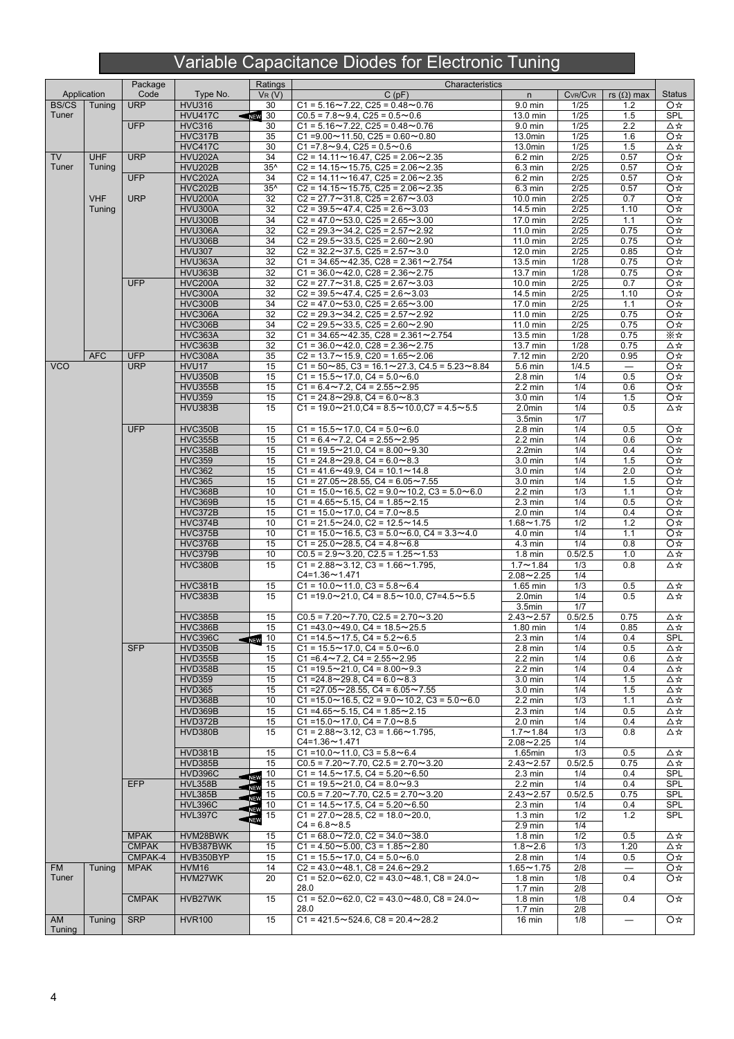# Variable Capacitance Diodes for Electronic Tuning

| Application | | Package Code | Type No. | Ratings $V_R$ (V) | C (pF) | n | $C_{VR}/C_{VR}$ | rs (Ω) max | Status |
|---|---|---|---|---|---|---|---|---|---|
| BS/CS Tuner | Tuning | URP | HVU316 | 30 | C1 = 5.16～7.22, C25 = 0.48～0.76 | 9.0 min | 1/25 | 1.2 | ○☆ |
| | | | HVU417C | NEW 30 | C0.5 = 7.8～9.4, C25 = 0.5～0.6 | 13.0 min | 1/25 | 1.5 | SPL |
| | | UFP | HVC316 | 30 | C1 = 5.16～7.22, C25 = 0.48～0.76 | 9.0 min | 1/25 | 2.2 | △☆ |
| | | | HVC317B | 35 | C1 =9.00～11.50, C25 = 0.60～0.80 | 13.0min | 1/25 | 1.6 | ○☆ |
| | | | HVC417C | 30 | C1 =7.8～9.4, C25 = 0.5～0.6 | 13.0min | 1/25 | 1.5 | △☆ |
| TV Tuner | UHF Tuning | URP | HVU202A | 34 | C2 = 14.11～16.47, C25 = 2.06～2.35 | 6.2 min | 2/25 | 0.57 | ○☆ |
| | | | HVU202B | 35^ | C2 = 14.15～15.75, C25 = 2.06～2.35 | 6.3 min | 2/25 | 0.57 | ○☆ |
| | | UFP | HVC202A | 34 | C2 = 14.11～16.47, C25 = 2.06～2.35 | 6.2 min | 2/25 | 0.57 | ○☆ |
| | | | HVC202B | 35^ | C2 = 14.15～15.75, C25 = 2.06～2.35 | 6.3 min | 2/25 | 0.57 | ○☆ |
| | VHF Tuning | URP | HVU200A | 32 | C2 = 27.7～31.8, C25 = 2.67～3.03 | 10.0 min | 2/25 | 0.7 | ○☆ |
| | | | HVU300A | 32 | C2 = 39.5～47.4, C25 = 2.6～3.03 | 14.5 min | 2/25 | 1.10 | ○☆ |
| | | | HVU300B | 34 | C2 = 47.0～53.0, C25 = 2.65～3.00 | 17.0 min | 2/25 | 1.1 | ○☆ |
| | | | HVU306A | 32 | C2 = 29.3～34.2, C25 = 2.57～2.92 | 11.0 min | 2/25 | 0.75 | ○☆ |
| | | | HVU306B | 34 | C2 = 29.5～33.5, C25 = 2.60～2.90 | 11.0 min | 2/25 | 0.75 | ○☆ |
| | | | HVU307 | 32 | C2 = 32.2～37.5, C25 = 2.57～3.0 | 12.0 min | 2/25 | 0.85 | ○☆ |
| | | | HVU363A | 32 | C1 = 34.65～42.35, C28 = 2.361～2.754 | 13.5 min | 1/28 | 0.75 | ○☆ |
| | | | HVU363B | 32 | C1 = 36.0～42.0, C28 = 2.36～2.75 | 13.7 min | 1/28 | 0.75 | ○☆ |
| | | UFP | HVC200A | 32 | C2 = 27.7～31.8, C25 = 2.67～3.03 | 10.0 min | 2/25 | 0.7 | ○☆ |
| | | | HVC300A | 32 | C2 = 39.5～47.4, C25 = 2.6～3.03 | 14.5 min | 2/25 | 1.10 | ○☆ |
| | | | HVC300B | 34 | C2 = 47.0～53.0, C25 = 2.65～3.00 | 17.0 min | 2/25 | 1.1 | ○☆ |
| | | | HVC306A | 32 | C2 = 29.3～34.2, C25 = 2.57～2.92 | 11.0 min | 2/25 | 0.75 | ○☆ |
| | | | HVC306B | 34 | C2 = 29.5～33.5, C25 = 2.60～2.90 | 11.0 min | 2/25 | 0.75 | ○☆ |
| | | | HVC363A | 32 | C1 = 34.65～42.35, C28 = 2.361～2.754 | 13.5 min | 1/28 | 0.75 | ※☆ |
| | | | HVC363B | 32 | C1 = 36.0～42.0, C28 = 2.36～2.75 | 13.7 min | 1/28 | 0.75 | △☆ |
| | AFC | UFP | HVC308A | 35 | C2 = 13.7～15.9, C20 = 1.65～2.06 | 7.12 min | 2/20 | 0.95 | ○☆ |
| VCO | | URP | HVU17 | 15 | C1 = 50～85, C3 = 16.1～27.3, C4.5 = 5.23～8.84 | 5.6 min | 1/4.5 | — | ○☆ |
| | | | HVU350B | 15 | C1 = 15.5～17.0, C4 = 5.0～6.0 | 2.8 min | 1/4 | 0.5 | ○☆ |
| | | | HVU355B | 15 | C1 = 6.4～7.2, C4 = 2.55～2.95 | 2.2 min | 1/4 | 0.6 | ○☆ |
| | | | HVU359 | 15 | C1 = 24.8～29.8, C4 = 6.0～8.3 | 3.0 min | 1/4 | 1.5 | ○☆ |
| | | | HVU383B | 15 | C1 = 19.0～21.0,C4 = 8.5～10.0,C7 = 4.5～5.5 | 2.0min | 1/4 | 0.5 | △☆ |
| | | | | | | 3.5min | 1/7 | | |
| | | UFP | HVC350B | 15 | C1 = 15.5～17.0, C4 = 5.0～6.0 | 2.8 min | 1/4 | 0.5 | ○☆ |
| | | | HVC355B | 15 | C1 = 6.4～7.2, C4 = 2.55～2.95 | 2.2 min | 1/4 | 0.6 | ○☆ |
| | | | HVC358B | 15 | C1 = 19.5～21.0, C4 = 8.00～9.30 | 2.2min | 1/4 | 0.4 | ○☆ |
| | | | HVC359 | 15 | C1 = 24.8～29.8, C4 = 6.0～8.3 | 3.0 min | 1/4 | 1.5 | ○☆ |
| | | | HVC362 | 15 | C1 = 41.6～49.9, C4 = 10.1～14.8 | 3.0 min | 1/4 | 2.0 | ○☆ |
| | | | HVC365 | 15 | C1 = 27.05～28.55, C4 = 6.05～7.55 | 3.0 min | 1/4 | 1.5 | ○☆ |
| | | | HVC368B | 10 | C1 = 15.0～16.5, C2 = 9.0～10.2, C3 = 5.0～6.0 | 2.2 min | 1/3 | 1.1 | ○☆ |
| | | | HVC369B | 15 | C1 = 4.65～5.15, C4 = 1.85～2.15 | 2.3 min | 1/4 | 0.5 | ○☆ |
| | | | HVC372B | 15 | C1 = 15.0～17.0, C4 = 7.0～8.5 | 2.0 min | 1/4 | 0.4 | ○☆ |
| | | | HVC374B | 10 | C1 = 21.5～24.0, C2 = 12.5～14.5 | 1.68～1.75 | 1/2 | 1.2 | ○☆ |
| | | | HVC375B | 10 | C1 = 15.0～16.5, C3 = 5.0～6.0, C4 = 3.3～4.0 | 4.0 min | 1/4 | 1.1 | ○☆ |
| | | | HVC376B | 15 | C1 = 25.0～28.5, C4 = 4.8～6.8 | 4.3 min | 1/4 | 0.8 | ○☆ |
| | | | HVC379B | 10 | C0.5 = 2.9～3.20, C2.5 = 1.25～1.53 | 1.8 min | 0.5/2.5 | 1.0 | △☆ |
| | | | HVC380B | 15 | C1 = 2.88～3.12, C3 = 1.66～1.795, | 1.7～1.84 | 1/3 | 0.8 | △☆ |
| | | | | | C4=1.36～1.471 | 2.08～2.25 | 1/4 | | |
| | | | HVC381B | 15 | C1 = 10.0～11.0, C3 = 5.8～6.4 | 1.65 min | 1/3 | 0.5 | △☆ |
| | | | HVC383B | 15 | C1 =19.0～21.0, C4 = 8.5～10.0, C7=4.5～5.5 | 2.0min | 1/4 | 0.5 | △☆ |
| | | | | | | 3.5min | 1/7 | | |
| | | | HVC385B | 15 | C0.5 = 7.20～7.70, C2.5 = 2.70～3.20 | 2.43～2.57 | 0.5/2.5 | 0.75 | △☆ |
| | | | HVC386B | 15 | C1 =43.0～49.0, C4 = 18.5～25.5 | 1.80 min | 1/4 | 0.85 | △☆ |
| | | | HVC396C | NEW 10 | C1 =14.5～17.5, C4 = 5.2～6.5 | 2.3 min | 1/4 | 0.4 | SPL |
| | | SFP | HVD350B | 15 | C1 = 15.5～17.0, C4 = 5.0～6.0 | 2.8 min | 1/4 | 0.5 | △☆ |
| | | | HVD355B | 15 | C1 =6.4～7.2, C4 = 2.55～2.95 | 2.2 min | 1/4 | 0.6 | △☆ |
| | | | HVD358B | 15 | C1 =19.5～21.0, C4 = 8.00～9.3 | 2.2 min | 1/4 | 0.4 | △☆ |
| | | | HVD359 | 15 | C1 =24.8～29.8, C4 = 6.0～8.3 | 3.0 min | 1/4 | 1.5 | △☆ |
| | | | HVD365 | 15 | C1 =27.05～28.55, C4 = 6.05～7.55 | 3.0 min | 1/4 | 1.5 | △☆ |
| | | | HVD368B | 10 | C1 =15.0～16.5, C2 = 9.0～10.2, C3 = 5.0～6.0 | 2.2 min | 1/3 | 1.1 | △☆ |
| | | | HVD369B | 15 | C1 =4.65～5.15, C4 = 1.85～2.15 | 2.3 min | 1/4 | 0.5 | △☆ |
| | | | HVD372B | 15 | C1 =15.0～17.0, C4 = 7.0～8.5 | 2.0 min | 1/4 | 0.4 | △☆ |
| | | | HVD380B | 15 | C1 = 2.88～3.12, C3 = 1.66～1.795, | 1.7～1.84 | 1/3 | 0.8 | △☆ |
| | | | | | C4=1.36～1.471 | 2.08～2.25 | 1/4 | | |
| | | | HVD381B | 15 | C1 =10.0～11.0, C3 = 5.8～6.4 | 1.65min | 1/3 | 0.5 | △☆ |
| | | | HVD385B | 15 | C0.5 = 7.20～7.70, C2.5 = 2.70～3.20 | 2.43～2.57 | 0.5/2.5 | 0.75 | △☆ |
| | | | HVD396C | NEW 10 | C1 = 14.5～17.5, C4 = 5.20～6.50 | 2.3 min | 1/4 | 0.4 | SPL |
| | | EFP | HVL358B | NEW 15 | C1 = 19.5～21.0, C4 = 8.0～9.3 | 2.2 min | 1/4 | 0.4 | SPL |
| | | | HVL385B | NEW 15 | C0.5 = 7.20～7.70, C2.5 = 2.70～3.20 | 2.43～2.57 | 0.5/2.5 | 0.75 | SPL |
| | | | HVL396C | NEW 10 | C1 = 14.5～17.5, C4 = 5.20～6.50 | 2.3 min | 1/4 | 0.4 | SPL |
| | | | HVL397C | NEW 15 | C1 = 27.0～28.5, C2 = 18.0～20.0, | 1.3 min | 1/2 | 1.2 | SPL |
| | | | | | C4 = 6.8～8.5 | 2.9 min | 1/4 | | |
| | | MPAK | HVM28BWK | 15 | C1 = 68.0～72.0, C2 = 34.0～38.0 | 1.8 min | 1/2 | 0.5 | △☆ |
| | | CMPAK | HVB387BWK | 15 | C1 = 4.50～5.00, C3 = 1.85～2.80 | 1.8～2.6 | 1/3 | 1.20 | △☆ |
| | | CMPAK-4 | HVB350BYP | 15 | C1 = 15.5～17.0, C4 = 5.0～6.0 | 2.8 min | 1/4 | 0.5 | ○☆ |
| FM Tuner | Tuning | MPAK | HVM16 | 14 | C2 = 43.0～48.1, C8 = 24.6～29.2 | 1.65～1.75 | 2/8 | — | ○☆ |
| | | | HVM27WK | 20 | C1 = 52.0～62.0, C2 = 43.0～48.1, C8 = 24.0～ | 1.8 min | 1/8 | 0.4 | ○☆ |
| | | | | | 28.0 | 1.7 min | 2/8 | | |
| | | CMPAK | HVB27WK | 15 | C1 = 52.0～62.0, C2 = 43.0～48.0, C8 = 24.0～ | 1.8 min | 1/8 | 0.4 | ○☆ |
| | | | | | 28.0 | 1.7 min | 2/8 | | |
| AM Tuning | Tuning | SRP | HVR100 | 15 | C1 = 421.5～524.6, C8 = 20.4～28.2 | 16 min | 1/8 | — | ○☆ |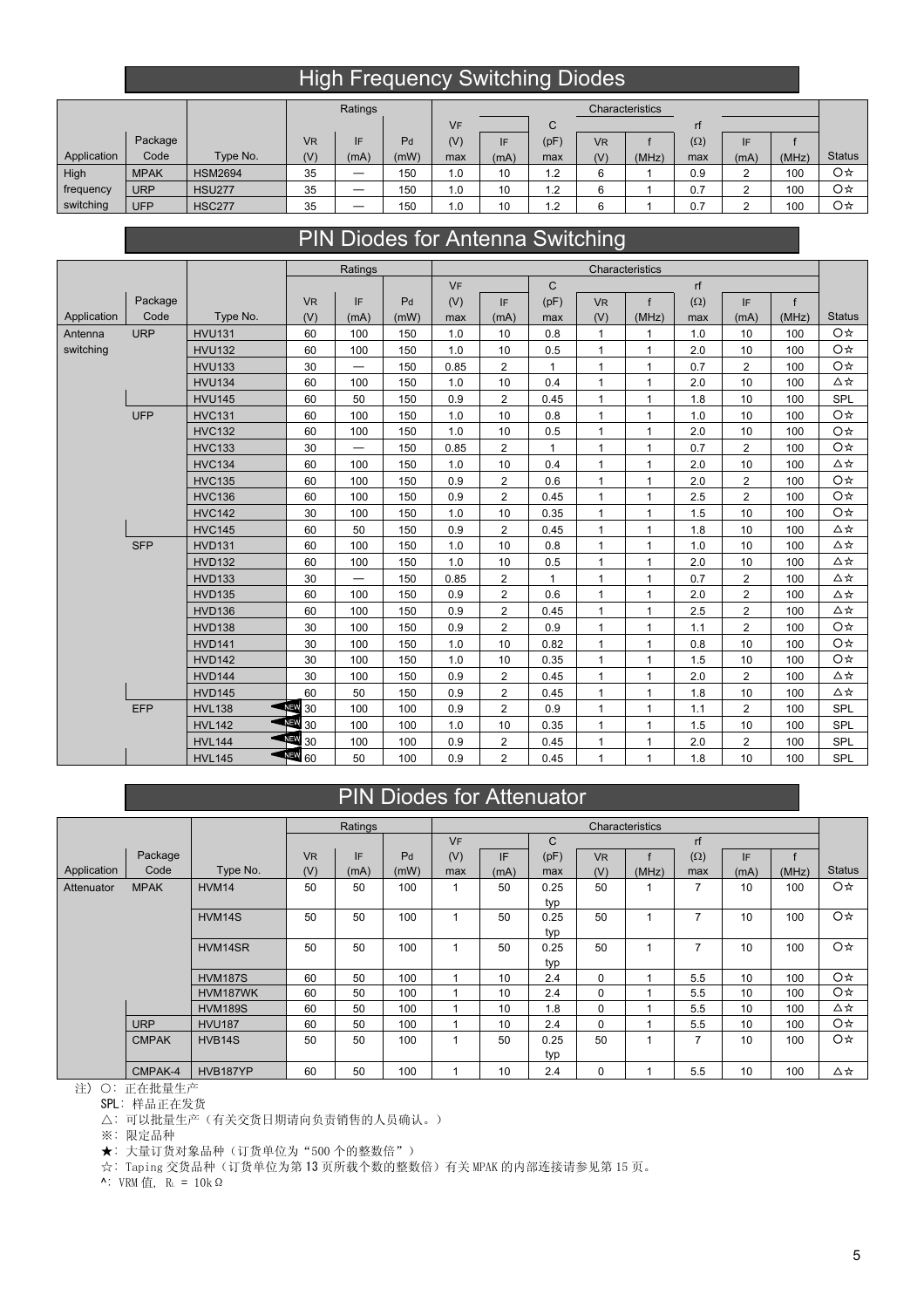## High Frequency Switching Diodes

| Application | Package Code | Type No. | Ratings VR (V) | IF (mA) | Pd (mW) | Characteristics VF (V) max | IF (mA) | C (pF) max | VR (V) | f (MHz) | rf (Ω) max | IF (mA) | f (MHz) | Status |
|---|---|---|---|---|---|---|---|---|---|---|---|---|---|---|
| High frequency switching | MPAK | HSM2694 | 35 | — | 150 | 1.0 | 10 | 1.2 | 6 | 1 | 0.9 | 2 | 100 | ○☆ |
| | URP | HSU277 | 35 | — | 150 | 1.0 | 10 | 1.2 | 6 | 1 | 0.7 | 2 | 100 | ○☆ |
| | UFP | HSC277 | 35 | — | 150 | 1.0 | 10 | 1.2 | 6 | 1 | 0.7 | 2 | 100 | ○☆ |

## PIN Diodes for Antenna Switching

| Application | Package Code | Type No. | Ratings VR (V) | IF (mA) | Pd (mW) | Characteristics VF (V) max | IF (mA) | C (pF) max | VR (V) | f (MHz) | rf (Ω) max | IF (mA) | f (MHz) | Status |
|---|---|---|---|---|---|---|---|---|---|---|---|---|---|---|
| Antenna switching | URP | HVU131 | 60 | 100 | 150 | 1.0 | 10 | 0.8 | 1 | 1 | 1.0 | 10 | 100 | ○☆ |
| | | HVU132 | 60 | 100 | 150 | 1.0 | 10 | 0.5 | 1 | 1 | 2.0 | 10 | 100 | ○☆ |
| | | HVU133 | 30 | — | 150 | 0.85 | 2 | 1 | 1 | 1 | 0.7 | 2 | 100 | ○☆ |
| | | HVU134 | 60 | 100 | 150 | 1.0 | 10 | 0.4 | 1 | 1 | 2.0 | 10 | 100 | △☆ |
| | | HVU145 | 60 | 50 | 150 | 0.9 | 2 | 0.45 | 1 | 1 | 1.8 | 10 | 100 | SPL |
| | UFP | HVC131 | 60 | 100 | 150 | 1.0 | 10 | 0.8 | 1 | 1 | 1.0 | 10 | 100 | ○☆ |
| | | HVC132 | 60 | 100 | 150 | 1.0 | 10 | 0.5 | 1 | 1 | 2.0 | 10 | 100 | ○☆ |
| | | HVC133 | 30 | — | 150 | 0.85 | 2 | 1 | 1 | 1 | 0.7 | 2 | 100 | ○☆ |
| | | HVC134 | 60 | 100 | 150 | 1.0 | 10 | 0.4 | 1 | 1 | 2.0 | 10 | 100 | △☆ |
| | | HVC135 | 60 | 100 | 150 | 0.9 | 2 | 0.6 | 1 | 1 | 2.0 | 2 | 100 | ○☆ |
| | | HVC136 | 60 | 100 | 150 | 0.9 | 2 | 0.45 | 1 | 1 | 2.5 | 2 | 100 | ○☆ |
| | | HVC142 | 30 | 100 | 150 | 1.0 | 10 | 0.35 | 1 | 1 | 1.5 | 10 | 100 | ○☆ |
| | | HVC145 | 60 | 50 | 150 | 0.9 | 2 | 0.45 | 1 | 1 | 1.8 | 10 | 100 | △☆ |
| | SFP | HVD131 | 60 | 100 | 150 | 1.0 | 10 | 0.8 | 1 | 1 | 1.0 | 10 | 100 | △☆ |
| | | HVD132 | 60 | 100 | 150 | 1.0 | 10 | 0.5 | 1 | 1 | 2.0 | 10 | 100 | △☆ |
| | | HVD133 | 30 | — | 150 | 0.85 | 2 | 1 | 1 | 1 | 0.7 | 2 | 100 | △☆ |
| | | HVD135 | 60 | 100 | 150 | 0.9 | 2 | 0.6 | 1 | 1 | 2.0 | 2 | 100 | △☆ |
| | | HVD136 | 60 | 100 | 150 | 0.9 | 2 | 0.45 | 1 | 1 | 2.5 | 2 | 100 | △☆ |
| | | HVD138 | 30 | 100 | 150 | 0.9 | 2 | 0.9 | 1 | 1 | 1.1 | 2 | 100 | ○☆ |
| | | HVD141 | 30 | 100 | 150 | 1.0 | 10 | 0.82 | 1 | 1 | 0.8 | 10 | 100 | ○☆ |
| | | HVD142 | 30 | 100 | 150 | 1.0 | 10 | 0.35 | 1 | 1 | 1.5 | 10 | 100 | ○☆ |
| | | HVD144 | 30 | 100 | 150 | 0.9 | 2 | 0.45 | 1 | 1 | 2.0 | 2 | 100 | △☆ |
| | | HVD145 | 60 | 50 | 150 | 0.9 | 2 | 0.45 | 1 | 1 | 1.8 | 10 | 100 | △☆ |
| | EFP | HVL138 NEW | 30 | 100 | 100 | 0.9 | 2 | 0.9 | 1 | 1 | 1.1 | 2 | 100 | SPL |
| | | HVL142 NEW | 30 | 100 | 100 | 1.0 | 10 | 0.35 | 1 | 1 | 1.5 | 10 | 100 | SPL |
| | | HVL144 NEW | 30 | 100 | 100 | 0.9 | 2 | 0.45 | 1 | 1 | 2.0 | 2 | 100 | SPL |
| | | HVL145 NEW | 60 | 50 | 100 | 0.9 | 2 | 0.45 | 1 | 1 | 1.8 | 10 | 100 | SPL |

## PIN Diodes for Attenuator

| Application | Package Code | Type No. | Ratings VR (V) | IF (mA) | Pd (mW) | Characteristics VF (V) max | IF (mA) | C (pF) max | VR (V) | f (MHz) | rf (Ω) max | IF (mA) | f (MHz) | Status |
|---|---|---|---|---|---|---|---|---|---|---|---|---|---|---|
| Attenuator | MPAK | HVM14 | 50 | 50 | 100 | 1 | 50 | 0.25 typ | 50 | 1 | 7 | 10 | 100 | ○☆ |
| | | HVM14S | 50 | 50 | 100 | 1 | 50 | 0.25 typ | 50 | 1 | 7 | 10 | 100 | ○☆ |
| | | HVM14SR | 50 | 50 | 100 | 1 | 50 | 0.25 typ | 50 | 1 | 7 | 10 | 100 | ○☆ |
| | | HVM187S | 60 | 50 | 100 | 1 | 10 | 2.4 | 0 | 1 | 5.5 | 10 | 100 | ○☆ |
| | | HVM187WK | 60 | 50 | 100 | 1 | 10 | 2.4 | 0 | 1 | 5.5 | 10 | 100 | ○☆ |
| | | HVM189S | 60 | 50 | 100 | 1 | 10 | 1.8 | 0 | 1 | 5.5 | 10 | 100 | △☆ |
| | URP | HVU187 | 60 | 50 | 100 | 1 | 10 | 2.4 | 0 | 1 | 5.5 | 10 | 100 | ○☆ |
| | CMPAK | HVB14S | 50 | 50 | 100 | 1 | 50 | 0.25 typ | 50 | 1 | 7 | 10 | 100 | ○☆ |
| | CMPAK-4 | HVB187YP | 60 | 50 | 100 | 1 | 10 | 2.4 | 0 | 1 | 5.5 | 10 | 100 | △☆ |

注) ○: 正在批量生产
SPL: 样品正在发货
△: 可以批量生产（有关交货日期请向负责销售的人员确认。）
※: 限定品种
★: 大量订货对象品种（订货单位为“500 个的整数倍”）
☆: Taping 交货品种（订货单位为第 13 页所载个数的整数倍）有关 MPAK 的内部连接请参见第 15 页。
^: VRM 值, $R_L$ = 10kΩ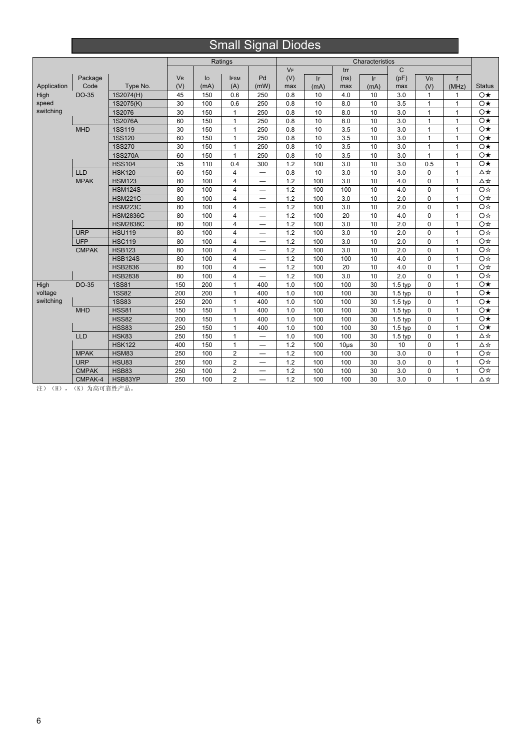# Small Signal Diodes

| Application | Package Code | Type No. | Ratings | | | | Characteristics | | | | | | | Status |
|---|---|---|---|---|---|---|---|---|---|---|---|---|---|---|
| | | | $V_R$ (V) | $I_O$ (mA) | $I_{FSM}$ (A) | Pd (mW) | $V_F$ (V) max | $I_F$ (mA) | trr (ns) max | $I_F$ (mA) | C (pF) max | $V_R$ (V) | f (MHz) | |
| High speed switching | DO-35 | 1S2074(H) | 45 | 150 | 0.6 | 250 | 0.8 | 10 | 4.0 | 10 | 3.0 | 1 | 1 | ○★ |
| | | 1S2075(K) | 30 | 100 | 0.6 | 250 | 0.8 | 10 | 8.0 | 10 | 3.5 | 1 | 1 | ○★ |
| | | 1S2076 | 30 | 150 | 1 | 250 | 0.8 | 10 | 8.0 | 10 | 3.0 | 1 | 1 | ○★ |
| | | 1S2076A | 60 | 150 | 1 | 250 | 0.8 | 10 | 8.0 | 10 | 3.0 | 1 | 1 | ○★ |
| | MHD | 1SS119 | 30 | 150 | 1 | 250 | 0.8 | 10 | 3.5 | 10 | 3.0 | 1 | 1 | ○★ |
| | | 1SS120 | 60 | 150 | 1 | 250 | 0.8 | 10 | 3.5 | 10 | 3.0 | 1 | 1 | ○★ |
| | | 1SS270 | 30 | 150 | 1 | 250 | 0.8 | 10 | 3.5 | 10 | 3.0 | 1 | 1 | ○★ |
| | | 1SS270A | 60 | 150 | 1 | 250 | 0.8 | 10 | 3.5 | 10 | 3.0 | 1 | 1 | ○★ |
| | | HSS104 | 35 | 110 | 0.4 | 300 | 1.2 | 100 | 3.0 | 10 | 3.0 | 0.5 | 1 | ○★ |
| | LLD | HSK120 | 60 | 150 | 4 | — | 0.8 | 10 | 3.0 | 10 | 3.0 | 0 | 1 | △☆ |
| | MPAK | HSM123 | 80 | 100 | 4 | — | 1.2 | 100 | 3.0 | 10 | 4.0 | 0 | 1 | △☆ |
| | | HSM124S | 80 | 100 | 4 | — | 1.2 | 100 | 100 | 10 | 4.0 | 0 | 1 | ○☆ |
| | | HSM221C | 80 | 100 | 4 | — | 1.2 | 100 | 3.0 | 10 | 2.0 | 0 | 1 | ○☆ |
| | | HSM223C | 80 | 100 | 4 | — | 1.2 | 100 | 3.0 | 10 | 2.0 | 0 | 1 | ○☆ |
| | | HSM2836C | 80 | 100 | 4 | — | 1.2 | 100 | 20 | 10 | 4.0 | 0 | 1 | ○☆ |
| | | HSM2838C | 80 | 100 | 4 | — | 1.2 | 100 | 3.0 | 10 | 2.0 | 0 | 1 | ○☆ |
| | URP | HSU119 | 80 | 100 | 4 | — | 1.2 | 100 | 3.0 | 10 | 2.0 | 0 | 1 | ○☆ |
| | UFP | HSC119 | 80 | 100 | 4 | — | 1.2 | 100 | 3.0 | 10 | 2.0 | 0 | 1 | ○☆ |
| | CMPAK | HSB123 | 80 | 100 | 4 | — | 1.2 | 100 | 3.0 | 10 | 2.0 | 0 | 1 | ○☆ |
| | | HSB124S | 80 | 100 | 4 | — | 1.2 | 100 | 100 | 10 | 4.0 | 0 | 1 | ○☆ |
| | | HSB2836 | 80 | 100 | 4 | — | 1.2 | 100 | 20 | 10 | 4.0 | 0 | 1 | ○☆ |
| | | HSB2838 | 80 | 100 | 4 | — | 1.2 | 100 | 3.0 | 10 | 2.0 | 0 | 1 | ○☆ |
| High voltage switching | DO-35 | 1SS81 | 150 | 200 | 1 | 400 | 1.0 | 100 | 100 | 30 | 1.5 typ | 0 | 1 | ○★ |
| | | 1SS82 | 200 | 200 | 1 | 400 | 1.0 | 100 | 100 | 30 | 1.5 typ | 0 | 1 | ○★ |
| | | 1SS83 | 250 | 200 | 1 | 400 | 1.0 | 100 | 100 | 30 | 1.5 typ | 0 | 1 | ○★ |
| | MHD | HSS81 | 150 | 150 | 1 | 400 | 1.0 | 100 | 100 | 30 | 1.5 typ | 0 | 1 | ○★ |
| | | HSS82 | 200 | 150 | 1 | 400 | 1.0 | 100 | 100 | 30 | 1.5 typ | 0 | 1 | ○★ |
| | | HSS83 | 250 | 150 | 1 | 400 | 1.0 | 100 | 100 | 30 | 1.5 typ | 0 | 1 | ○★ |
| | LLD | HSK83 | 250 | 150 | 1 | — | 1.0 | 100 | 100 | 30 | 1.5 typ | 0 | 1 | △☆ |
| | | HSK122 | 400 | 150 | 1 | — | 1.2 | 100 | 10μs | 30 | 10 | 0 | 1 | △☆ |
| | MPAK | HSM83 | 250 | 100 | 2 | — | 1.2 | 100 | 100 | 30 | 3.0 | 0 | 1 | ○☆ |
| | URP | HSU83 | 250 | 100 | 2 | — | 1.2 | 100 | 100 | 30 | 3.0 | 0 | 1 | ○☆ |
| | CMPAK | HSB83 | 250 | 100 | 2 | — | 1.2 | 100 | 100 | 30 | 3.0 | 0 | 1 | ○☆ |
| | CMPAK-4 | HSB83YP | 250 | 100 | 2 | — | 1.2 | 100 | 100 | 30 | 3.0 | 0 | 1 | △☆ |

注）（H），（K）为高可靠性产品。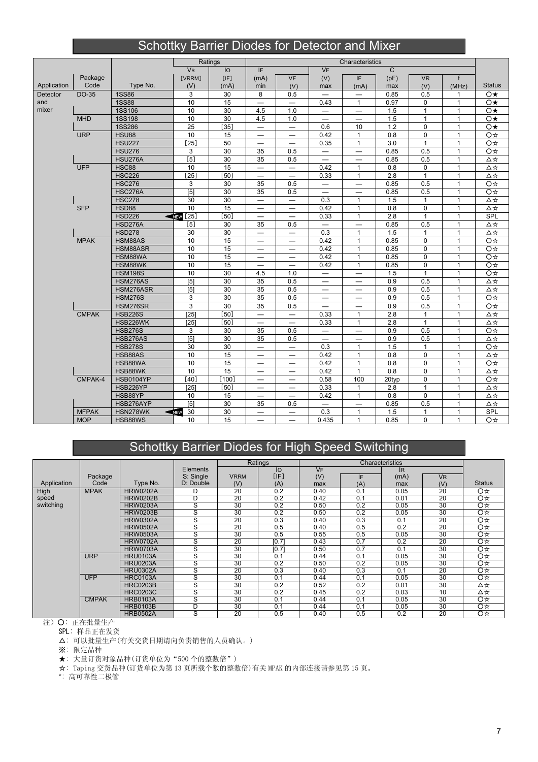## Schottky Barrier Diodes for Detector and Mixer

| Application | Package Code | Type No. | Ratings | | Characteristics | | | | | | | Status |
|---|---|---|---|---|---|---|---|---|---|---|---|---|
| | | | VR [VRRM] (V) | IO [IF] (mA) | IF (mA) min | VF (V) | VF (V) max | IF (mA) | C (pF) max | VR (V) | f (MHz) | |
| Detector and mixer | DO-35 | 1SS86 | 3 | 30 | 8 | 0.5 | — | — | 0.85 | 0.5 | 1 | ○★ |
| | | 1SS88 | 10 | 15 | — | — | 0.43 | 1 | 0.97 | 0 | 1 | ○★ |
| | | 1SS106 | 10 | 30 | 4.5 | 1.0 | — | — | 1.5 | 1 | 1 | ○★ |
| | MHD | 1SS198 | 10 | 30 | 4.5 | 1.0 | — | — | 1.5 | 1 | 1 | ○★ |
| | | 1SS286 | 25 | [35] | — | — | 0.6 | 10 | 1.2 | 0 | 1 | ○★ |
| | URP | HSU88 | 10 | 15 | — | — | 0.42 | 1 | 0.8 | 0 | 1 | ○☆ |
| | | HSU227 | [25] | 50 | — | — | 0.35 | 1 | 3.0 | 1 | 1 | ○☆ |
| | | HSU276 | 3 | 30 | 35 | 0.5 | — | — | 0.85 | 0.5 | 1 | ○☆ |
| | | HSU276A | [5] | 30 | 35 | 0.5 | — | — | 0.85 | 0.5 | 1 | △☆ |
| | UFP | HSC88 | 10 | 15 | — | — | 0.42 | 1 | 0.8 | 0 | 1 | △☆ |
| | | HSC226 | [25] | [50] | — | — | 0.33 | 1 | 2.8 | 1 | 1 | △☆ |
| | | HSC276 | 3 | 30 | 35 | 0.5 | — | — | 0.85 | 0.5 | 1 | ○☆ |
| | | HSC276A | [5] | 30 | 35 | 0.5 | — | — | 0.85 | 0.5 | 1 | ○☆ |
| | | HSC278 | 30 | 30 | — | — | 0.3 | 1 | 1.5 | 1 | 1 | △☆ |
| | SFP | HSD88 | 10 | 15 | — | — | 0.42 | 1 | 0.8 | 0 | 1 | △☆ |
| | | HSD226 | NEW [25] | [50] | — | — | 0.33 | 1 | 2.8 | 1 | 1 | SPL |
| | | HSD276A | [5] | 30 | 35 | 0.5 | — | — | 0.85 | 0.5 | 1 | △☆ |
| | | HSD278 | 30 | 30 | — | — | 0.3 | 1 | 1.5 | 1 | 1 | △☆ |
| | MPAK | HSM88AS | 10 | 15 | — | — | 0.42 | 1 | 0.85 | 0 | 1 | ○☆ |
| | | HSM88ASR | 10 | 15 | — | — | 0.42 | 1 | 0.85 | 0 | 1 | ○☆ |
| | | HSM88WA | 10 | 15 | — | — | 0.42 | 1 | 0.85 | 0 | 1 | ○☆ |
| | | HSM88WK | 10 | 15 | — | — | 0.42 | 1 | 0.85 | 0 | 1 | ○☆ |
| | | HSM198S | 10 | 30 | 4.5 | 1.0 | — | — | 1.5 | 1 | 1 | ○☆ |
| | | HSM276AS | [5] | 30 | 35 | 0.5 | — | — | 0.9 | 0.5 | 1 | △☆ |
| | | HSM276ASR | [5] | 30 | 35 | 0.5 | — | — | 0.9 | 0.5 | 1 | △☆ |
| | | HSM276S | 3 | 30 | 35 | 0.5 | — | — | 0.9 | 0.5 | 1 | ○☆ |
| | | HSM276SR | 3 | 30 | 35 | 0.5 | — | — | 0.9 | 0.5 | 1 | ○☆ |
| | CMPAK | HSB226S | [25] | [50] | — | — | 0.33 | 1 | 2.8 | 1 | 1 | △☆ |
| | | HSB226WK | [25] | [50] | — | — | 0.33 | 1 | 2.8 | 1 | 1 | △☆ |
| | | HSB276S | 3 | 30 | 35 | 0.5 | — | — | 0.9 | 0.5 | 1 | ○☆ |
| | | HSB276AS | [5] | 30 | 35 | 0.5 | — | — | 0.9 | 0.5 | 1 | △☆ |
| | | HSB278S | 30 | 30 | — | — | 0.3 | 1 | 1.5 | 1 | 1 | ○☆ |
| | | HSB88AS | 10 | 15 | — | — | 0.42 | 1 | 0.8 | 0 | 1 | △☆ |
| | | HSB88WA | 10 | 15 | — | — | 0.42 | 1 | 0.8 | 0 | 1 | ○☆ |
| | | HSB88WK | 10 | 15 | — | — | 0.42 | 1 | 0.8 | 0 | 1 | △☆ |
| | CMPAK-4 | HSB0104YP | [40] | [100] | — | — | 0.58 | 100 | 20typ | 0 | 1 | ○☆ |
| | | HSB226YP | [25] | [50] | — | — | 0.33 | 1 | 2.8 | 1 | 1 | △☆ |
| | | HSB88YP | 10 | 15 | — | — | 0.42 | 1 | 0.8 | 0 | 1 | △☆ |
| | | HSB276AYP | [5] | 30 | 35 | 0.5 | — | — | 0.85 | 0.5 | 1 | △☆ |
| | MFPAK | HSN278WK | NEW 30 | 30 | — | — | 0.3 | 1 | 1.5 | 1 | 1 | SPL |
| | MOP | HSB88WS | 10 | 15 | — | — | 0.435 | 1 | 0.85 | 0 | 1 | ○☆ |

## Schottky Barrier Diodes for High Speed Switching

| Application | Package Code | Type No. | Elements S: Single D: Double | Ratings | | Characteristics | | | | Status |
|---|---|---|---|---|---|---|---|---|---|---|
| | | | | VRRM (V) | IO [IF] (A) | VF (V) max | IF (A) | IR (mA) max | VR (V) | |
| High speed switching | MPAK | HRW0202A | D | 20 | 0.2 | 0.40 | 0.1 | 0.05 | 20 | ○☆ |
| | | HRW0202B | D | 20 | 0.2 | 0.42 | 0.1 | 0.01 | 20 | ○☆ |
| | | HRW0203A | S | 30 | 0.2 | 0.50 | 0.2 | 0.05 | 30 | ○☆ |
| | | HRW0203B | S | 30 | 0.2 | 0.50 | 0.2 | 0.05 | 30 | ○☆ |
| | | HRW0302A | S | 20 | 0.3 | 0.40 | 0.3 | 0.1 | 20 | ○☆ |
| | | HRW0502A | S | 20 | 0.5 | 0.40 | 0.5 | 0.2 | 20 | ○☆ |
| | | HRW0503A | S | 30 | 0.5 | 0.55 | 0.5 | 0.05 | 30 | ○☆ |
| | | HRW0702A | S | 20 | [0.7] | 0.43 | 0.7 | 0.2 | 20 | ○☆ |
| | | HRW0703A | S | 30 | [0.7] | 0.50 | 0.7 | 0.1 | 30 | ○☆ |
| | URP | HRU0103A | S | 30 | 0.1 | 0.44 | 0.1 | 0.05 | 30 | ○☆ |
| | | HRU0203A | S | 30 | 0.2 | 0.50 | 0.2 | 0.05 | 30 | ○☆ |
| | | HRU0302A | S | 20 | 0.3 | 0.40 | 0.3 | 0.1 | 20 | ○☆ |
| | UFP | HRC0103A | S | 30 | 0.1 | 0.44 | 0.1 | 0.05 | 30 | ○☆ |
| | | HRC0203B | S | 30 | 0.2 | 0.52 | 0.2 | 0.01 | 30 | △☆ |
| | | HRC0203C | S | 30 | 0.2 | 0.45 | 0.2 | 0.03 | 10 | △☆ |
| | CMPAK | HRB0103A | S | 30 | 0.1 | 0.44 | 0.1 | 0.05 | 30 | ○☆ |
| | | HRB0103B | D | 30 | 0.1 | 0.44 | 0.1 | 0.05 | 30 | ○☆ |
| | | HRB0502A | S | 20 | 0.5 | 0.40 | 0.5 | 0.2 | 20 | ○☆ |

注）○：正在批量生产

SPL：样品正在发货

△：可以批量生产(有关交货日期请向负责销售的人员确认。)

※：限定品种

★：大量订货对象品种(订货单位为“500 个的整数倍”)

☆：Taping 交货品种(订货单位为第 13 页所载个数的整数倍)有关 MPAK 的内部连接请参见第 15 页。

*：高可靠性二极管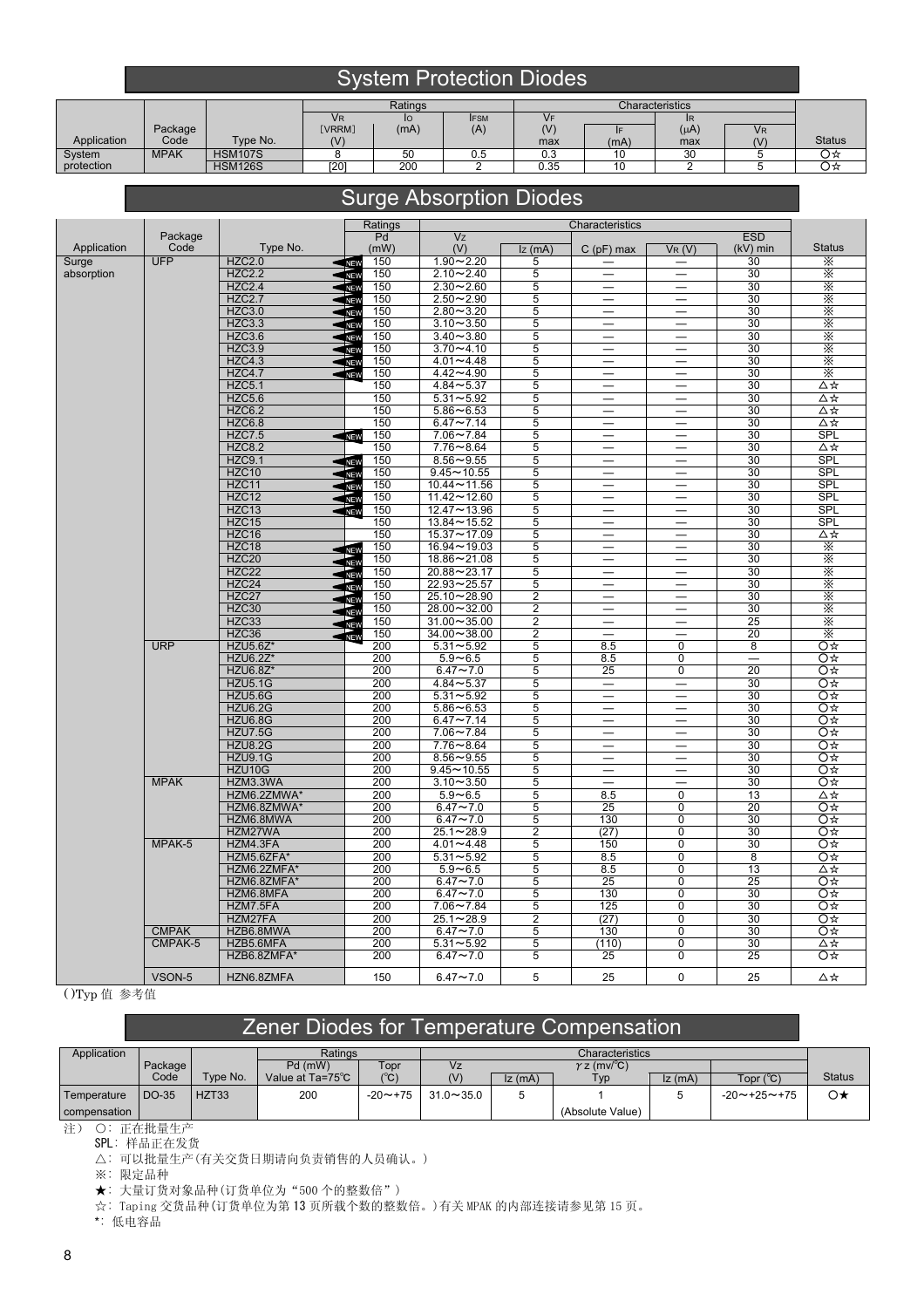## System Protection Diodes

| Application | Package Code | Type No. | Ratings | | | Characteristics | | | | Status |
|---|---|---|---|---|---|---|---|---|---|---|
| | | | $V_R$ [VRRM] (V) | $I_O$ (mA) | $I_{FSM}$ (A) | $V_F$ (V) max | $I_F$ (mA) | $I_R$ (μA) max | $V_R$ (V) | |
| System protection | MPAK | HSM107S | 8 | 50 | 0.5 | 0.3 | 10 | 30 | 5 | ○☆ |
| | | HSM126S | [20] | 200 | 2 | 0.35 | 10 | 2 | 5 | ○☆ |

## Surge Absorption Diodes

| Application | Package Code | Type No. | Ratings Pd (mW) | Characteristics Vz (V) | Iz (mA) | C (pF) max | $V_R$ (V) | ESD (kV) min | Status |
|---|---|---|---|---|---|---|---|---|---|
| Surge absorption | UFP | HZC2.0 NEW | 150 | 1.90～2.20 | 5 | — | — | 30 | ※ |
| | | HZC2.2 NEW | 150 | 2.10～2.40 | 5 | — | — | 30 | ※ |
| | | HZC2.4 NEW | 150 | 2.30～2.60 | 5 | — | — | 30 | ※ |
| | | HZC2.7 NEW | 150 | 2.50～2.90 | 5 | — | — | 30 | ※ |
| | | HZC3.0 NEW | 150 | 2.80～3.20 | 5 | — | — | 30 | ※ |
| | | HZC3.3 NEW | 150 | 3.10～3.50 | 5 | — | — | 30 | ※ |
| | | HZC3.6 NEW | 150 | 3.40～3.80 | 5 | — | — | 30 | ※ |
| | | HZC3.9 NEW | 150 | 3.70～4.10 | 5 | — | — | 30 | ※ |
| | | HZC4.3 NEW | 150 | 4.01～4.48 | 5 | — | — | 30 | ※ |
| | | HZC4.7 NEW | 150 | 4.42～4.90 | 5 | — | — | 30 | ※ |
| | | HZC5.1 | 150 | 4.84～5.37 | 5 | — | — | 30 | △☆ |
| | | HZC5.6 | 150 | 5.31～5.92 | 5 | — | — | 30 | △☆ |
| | | HZC6.2 | 150 | 5.86～6.53 | 5 | — | — | 30 | △☆ |
| | | HZC6.8 | 150 | 6.47～7.14 | 5 | — | — | 30 | △☆ |
| | | HZC7.5 NEW | 150 | 7.06～7.84 | 5 | — | — | 30 | SPL |
| | | HZC8.2 | 150 | 7.76～8.64 | 5 | — | — | 30 | △☆ |
| | | HZC9.1 NEW | 150 | 8.56～9.55 | 5 | — | — | 30 | SPL |
| | | HZC10 NEW | 150 | 9.45～10.55 | 5 | — | — | 30 | SPL |
| | | HZC11 NEW | 150 | 10.44～11.56 | 5 | — | — | 30 | SPL |
| | | HZC12 NEW | 150 | 11.42～12.60 | 5 | — | — | 30 | SPL |
| | | HZC13 NEW | 150 | 12.47～13.96 | 5 | — | — | 30 | SPL |
| | | HZC15 | 150 | 13.84～15.52 | 5 | — | — | 30 | SPL |
| | | HZC16 | 150 | 15.37～17.09 | 5 | — | — | 30 | △☆ |
| | | HZC18 NEW | 150 | 16.94～19.03 | 5 | — | — | 30 | ※ |
| | | HZC20 NEW | 150 | 18.86～21.08 | 5 | — | — | 30 | ※ |
| | | HZC22 NEW | 150 | 20.88～23.17 | 5 | — | — | 30 | ※ |
| | | HZC24 NEW | 150 | 22.93～25.57 | 5 | — | — | 30 | ※ |
| | | HZC27 NEW | 150 | 25.10～28.90 | 2 | — | — | 30 | ※ |
| | | HZC30 NEW | 150 | 28.00～32.00 | 2 | — | — | 30 | ※ |
| | | HZC33 NEW | 150 | 31.00～35.00 | 2 | — | — | 25 | ※ |
| | | HZC36 NEW | 150 | 34.00～38.00 | 2 | — | — | 20 | ※ |
| | URP | HZU5.6Z* | 200 | 5.31～5.92 | 5 | 8.5 | 0 | 8 | ○☆ |
| | | HZU6.2Z* | 200 | 5.9～6.5 | 5 | 8.5 | 0 | — | ○☆ |
| | | HZU6.8Z* | 200 | 6.47～7.0 | 5 | 25 | 0 | 20 | ○☆ |
| | | HZU5.1G | 200 | 4.84～5.37 | 5 | — | — | 30 | ○☆ |
| | | HZU5.6G | 200 | 5.31～5.92 | 5 | — | — | 30 | ○☆ |
| | | HZU6.2G | 200 | 5.86～6.53 | 5 | — | — | 30 | ○☆ |
| | | HZU6.8G | 200 | 6.47～7.14 | 5 | — | — | 30 | ○☆ |
| | | HZU7.5G | 200 | 7.06～7.84 | 5 | — | — | 30 | ○☆ |
| | | HZU8.2G | 200 | 7.76～8.64 | 5 | — | — | 30 | ○☆ |
| | | HZU9.1G | 200 | 8.56～9.55 | 5 | — | — | 30 | ○☆ |
| | | HZU10G | 200 | 9.45～10.55 | 5 | — | — | 30 | ○☆ |
| | MPAK | HZM3.3WA | 200 | 3.10～3.50 | 5 | — | — | 30 | ○☆ |
| | | HZM6.2ZMWA* | 200 | 5.9～6.5 | 5 | 8.5 | 0 | 13 | △☆ |
| | | HZM6.8ZMWA* | 200 | 6.47～7.0 | 5 | 25 | 0 | 20 | ○☆ |
| | | HZM6.8MWA | 200 | 6.47～7.0 | 5 | 130 | 0 | 30 | ○☆ |
| | | HZM27WA | 200 | 25.1～28.9 | 2 | (27) | 0 | 30 | ○☆ |
| | MPAK-5 | HZM4.3FA | 200 | 4.01～4.48 | 5 | 150 | 0 | 30 | ○☆ |
| | | HZM5.6ZFA* | 200 | 5.31～5.92 | 5 | 8.5 | 0 | 8 | ○☆ |
| | | HZM6.2ZMFA* | 200 | 5.9～6.5 | 5 | 8.5 | 0 | 13 | △☆ |
| | | HZM6.8ZMFA* | 200 | 6.47～7.0 | 5 | 25 | 0 | 25 | ○☆ |
| | | HZM6.8MFA | 200 | 6.47～7.0 | 5 | 130 | 0 | 30 | ○☆ |
| | | HZM7.5FA | 200 | 7.06～7.84 | 5 | 125 | 0 | 30 | ○☆ |
| | | HZM27FA | 200 | 25.1～28.9 | 2 | (27) | 0 | 30 | ○☆ |
| | CMPAK | HZB6.8MWA | 200 | 6.47～7.0 | 5 | 130 | 0 | 30 | ○☆ |
| | CMPAK-5 | HZB5.6MFA | 200 | 5.31～5.92 | 5 | (110) | 0 | 30 | △☆ |
| | | HZB6.8ZMFA* | 200 | 6.47～7.0 | 5 | 25 | 0 | 25 | ○☆ |
| | VSON-5 | HZN6.8ZMFA | 150 | 6.47～7.0 | 5 | 25 | 0 | 25 | △☆ |

( )Typ 值 参考值

## Zener Diodes for Temperature Compensation

| Application | Package Code | Type No. | Ratings Pd (mW) Value at Ta=75℃ | Topr (℃) | Characteristics Vz (V) | Iz (mA) | γz (mv/℃) Typ | Iz (mA) | Topr (℃) | Status |
|---|---|---|---|---|---|---|---|---|---|---|
| Temperature compensation | DO-35 | HZT33 | 200 | -20～+75 | 31.0～35.0 | 5 | 1 (Absolute Value) | 5 | -20～+25～+75 | ○★ |

注） ○：正在批量生产

SPL：样品正在发货

△：可以批量生产(有关交货日期请向负责销售的人员确认。)

※：限定品种

★：大量订货对象品种(订货单位为“500 个的整数倍”)

☆：Taping 交货品种(订货单位为第 13 页所载个数的整数倍。)有关 MPAK 的内部连接请参见第 15 页。

*：低电容品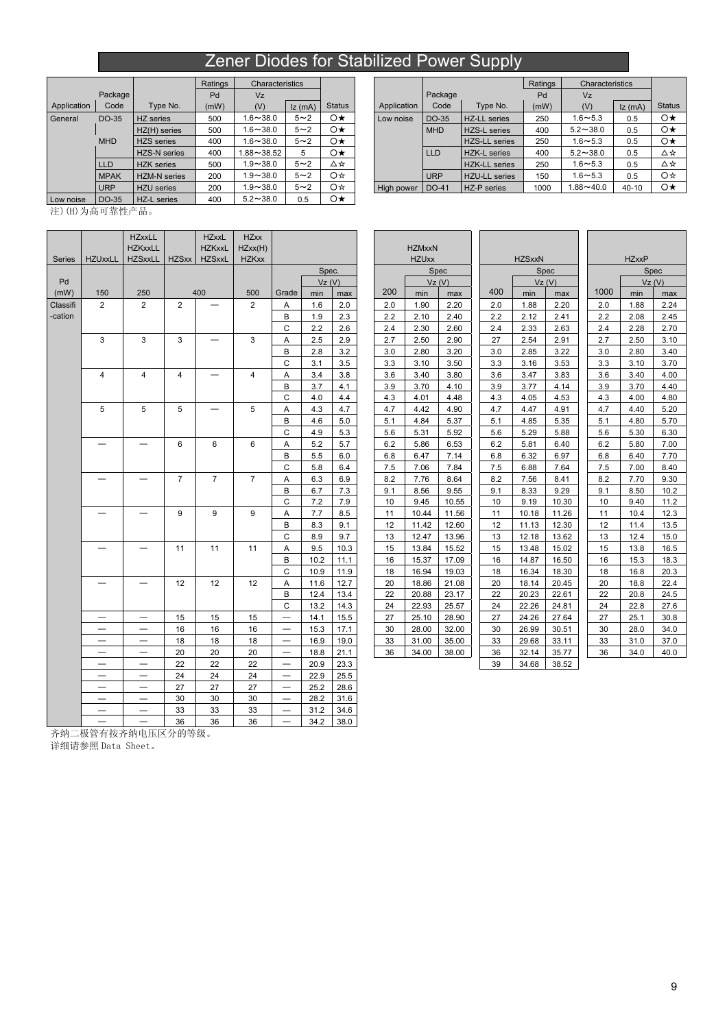# Zener Diodes for Stabilized Power Supply

| Application | Package Code | Type No. | Ratings Pd (mW) | Characteristics Vz (V) | Iz (mA) | Status |
|---|---|---|---|---|---|---|
| General | DO-35 | HZ series | 500 | 1.6～38.0 | 5～2 | ○★ |
| | | HZ(H) series | 500 | 1.6～38.0 | 5～2 | ○★ |
| | MHD | HZS series | 400 | 1.6～38.0 | 5～2 | ○★ |
| | | HZS-N series | 400 | 1.88～38.52 | 5 | ○★ |
| | LLD | HZK series | 500 | 1.9～38.0 | 5～2 | △☆ |
| | MPAK | HZM-N series | 200 | 1.9～38.0 | 5～2 | ○☆ |
| | URP | HZU series | 200 | 1.9～38.0 | 5～2 | ○☆ |
| Low noise | DO-35 | HZ-L series | 400 | 5.2～38.0 | 0.5 | ○★ |

| Application | Package Code | Type No. | Ratings Pd (mW) | Characteristics Vz (V) | Iz (mA) | Status |
|---|---|---|---|---|---|---|
| Low noise | DO-35 | HZ-LL series | 250 | 1.6～5.3 | 0.5 | ○★ |
| | MHD | HZS-L series | 400 | 5.2～38.0 | 0.5 | ○★ |
| | | HZS-LL series | 250 | 1.6～5.3 | 0.5 | ○★ |
| | LLD | HZK-L series | 400 | 5.2～38.0 | 0.5 | △☆ |
| | | HZK-LL series | 250 | 1.6～5.3 | 0.5 | △☆ |
| | URP | HZU-LL series | 150 | 1.6～5.3 | 0.5 | ○☆ |
| High power | DO-41 | HZ-P series | 1000 | 1.88～40.0 | 40-10 | ○★ |

注) (H)为高可靠性产品。

| Series | HZUxxLL | HZKxxLL HZSxxLL | HZSxx | HZxxL HZKxxL HZSxxL | HZxx HZxx(H) HZKxx | Grade | Spec. Vz (V) min | max |
|---|---|---|---|---|---|---|---|---|
| Pd (mW) | 150 | 250 | 400 | 400 | 500 | | | |
| Classification | 2 | 2 | 2 | — | 2 | A | 1.6 | 2.0 |
| | | | | | | B | 1.9 | 2.3 |
| | | | | | | C | 2.2 | 2.6 |
| | 3 | 3 | 3 | — | 3 | A | 2.5 | 2.9 |
| | | | | | | B | 2.8 | 3.2 |
| | | | | | | C | 3.1 | 3.5 |
| | 4 | 4 | 4 | — | 4 | A | 3.4 | 3.8 |
| | | | | | | B | 3.7 | 4.1 |
| | | | | | | C | 4.0 | 4.4 |
| | 5 | 5 | 5 | — | 5 | A | 4.3 | 4.7 |
| | | | | | | B | 4.6 | 5.0 |
| | | | | | | C | 4.9 | 5.3 |
| | — | — | 6 | 6 | 6 | A | 5.2 | 5.7 |
| | | | | | | B | 5.5 | 6.0 |
| | | | | | | C | 5.8 | 6.4 |
| | — | — | 7 | 7 | 7 | A | 6.3 | 6.9 |
| | | | | | | B | 6.7 | 7.3 |
| | | | | | | C | 7.2 | 7.9 |
| | — | — | 9 | 9 | 9 | A | 7.7 | 8.5 |
| | | | | | | B | 8.3 | 9.1 |
| | | | | | | C | 8.9 | 9.7 |
| | — | — | 11 | 11 | 11 | A | 9.5 | 10.3 |
| | | | | | | B | 10.2 | 11.1 |
| | | | | | | C | 10.9 | 11.9 |
| | — | — | 12 | 12 | 12 | A | 11.6 | 12.7 |
| | | | | | | B | 12.4 | 13.4 |
| | | | | | | C | 13.2 | 14.3 |
| | — | — | 15 | 15 | 15 | — | 14.1 | 15.5 |
| | — | — | 16 | 16 | 16 | — | 15.3 | 17.1 |
| | — | — | 18 | 18 | 18 | — | 16.9 | 19.0 |
| | — | — | 20 | 20 | 20 | — | 18.8 | 21.1 |
| | — | — | 22 | 22 | 22 | — | 20.9 | 23.3 |
| | — | — | 24 | 24 | 24 | — | 22.9 | 25.5 |
| | — | — | 27 | 27 | 27 | — | 25.2 | 28.6 |
| | — | — | 30 | 30 | 30 | — | 28.2 | 31.6 |
| | — | — | 33 | 33 | 33 | — | 31.2 | 34.6 |
| | — | — | 36 | 36 | 36 | — | 34.2 | 38.0 |

| HZMxxN HZUxx (200) | Spec Vz (V) min | max |
|---|---|---|
| 2.0 | 1.90 | 2.20 |
| 2.2 | 2.10 | 2.40 |
| 2.4 | 2.30 | 2.60 |
| 2.7 | 2.50 | 2.90 |
| 3.0 | 2.80 | 3.20 |
| 3.3 | 3.10 | 3.50 |
| 3.6 | 3.40 | 3.80 |
| 3.9 | 3.70 | 4.10 |
| 4.3 | 4.01 | 4.48 |
| 4.7 | 4.42 | 4.90 |
| 5.1 | 4.84 | 5.37 |
| 5.6 | 5.31 | 5.92 |
| 6.2 | 5.86 | 6.53 |
| 6.8 | 6.47 | 7.14 |
| 7.5 | 7.06 | 7.84 |
| 8.2 | 7.76 | 8.64 |
| 9.1 | 8.56 | 9.55 |
| 10 | 9.45 | 10.55 |
| 11 | 10.44 | 11.56 |
| 12 | 11.42 | 12.60 |
| 13 | 12.47 | 13.96 |
| 15 | 13.84 | 15.52 |
| 16 | 15.37 | 17.09 |
| 18 | 16.94 | 19.03 |
| 20 | 18.86 | 21.08 |
| 22 | 20.88 | 23.17 |
| 24 | 22.93 | 25.57 |
| 27 | 25.10 | 28.90 |
| 30 | 28.00 | 32.00 |
| 33 | 31.00 | 35.00 |
| 36 | 34.00 | 38.00 |

| HZSxxN (400) | Spec Vz (V) min | max |
|---|---|---|
| 2.0 | 1.88 | 2.20 |
| 2.2 | 2.12 | 2.41 |
| 2.4 | 2.33 | 2.63 |
| 27 | 2.54 | 2.91 |
| 3.0 | 2.85 | 3.22 |
| 3.3 | 3.16 | 3.53 |
| 3.6 | 3.47 | 3.83 |
| 3.9 | 3.77 | 4.14 |
| 4.3 | 4.05 | 4.53 |
| 4.7 | 4.47 | 4.91 |
| 5.1 | 4.85 | 5.35 |
| 5.6 | 5.29 | 5.88 |
| 6.2 | 5.81 | 6.40 |
| 6.8 | 6.32 | 6.97 |
| 7.5 | 6.88 | 7.64 |
| 8.2 | 7.56 | 8.41 |
| 9.1 | 8.33 | 9.29 |
| 10 | 9.19 | 10.30 |
| 11 | 10.18 | 11.26 |
| 12 | 11.13 | 12.30 |
| 13 | 12.18 | 13.62 |
| 15 | 13.48 | 15.02 |
| 16 | 14.87 | 16.50 |
| 18 | 16.34 | 18.30 |
| 20 | 18.14 | 20.45 |
| 22 | 20.23 | 22.61 |
| 24 | 22.26 | 24.81 |
| 27 | 24.26 | 27.64 |
| 30 | 26.99 | 30.51 |
| 33 | 29.68 | 33.11 |
| 36 | 32.14 | 35.77 |
| 39 | 34.68 | 38.52 |

| HZxxP (1000) | Spec Vz (V) min | max |
|---|---|---|
| 2.0 | 1.88 | 2.24 |
| 2.2 | 2.08 | 2.45 |
| 2.4 | 2.28 | 2.70 |
| 2.7 | 2.50 | 3.10 |
| 3.0 | 2.80 | 3.40 |
| 3.3 | 3.10 | 3.70 |
| 3.6 | 3.40 | 4.00 |
| 3.9 | 3.70 | 4.40 |
| 4.3 | 4.00 | 4.80 |
| 4.7 | 4.40 | 5.20 |
| 5.1 | 4.80 | 5.70 |
| 5.6 | 5.30 | 6.30 |
| 6.2 | 5.80 | 7.00 |
| 6.8 | 6.40 | 7.70 |
| 7.5 | 7.00 | 8.40 |
| 8.2 | 7.70 | 9.30 |
| 9.1 | 8.50 | 10.2 |
| 10 | 9.40 | 11.2 |
| 11 | 10.4 | 12.3 |
| 12 | 11.4 | 13.5 |
| 13 | 12.4 | 15.0 |
| 15 | 13.8 | 16.5 |
| 16 | 15.3 | 18.3 |
| 18 | 16.8 | 20.3 |
| 20 | 18.8 | 22.4 |
| 22 | 20.8 | 24.5 |
| 24 | 22.8 | 27.6 |
| 27 | 25.1 | 30.8 |
| 30 | 28.0 | 34.0 |
| 33 | 31.0 | 37.0 |
| 36 | 34.0 | 40.0 |

齐纳二极管有按齐纳电压区分的等级。
详细请参照 Data Sheet。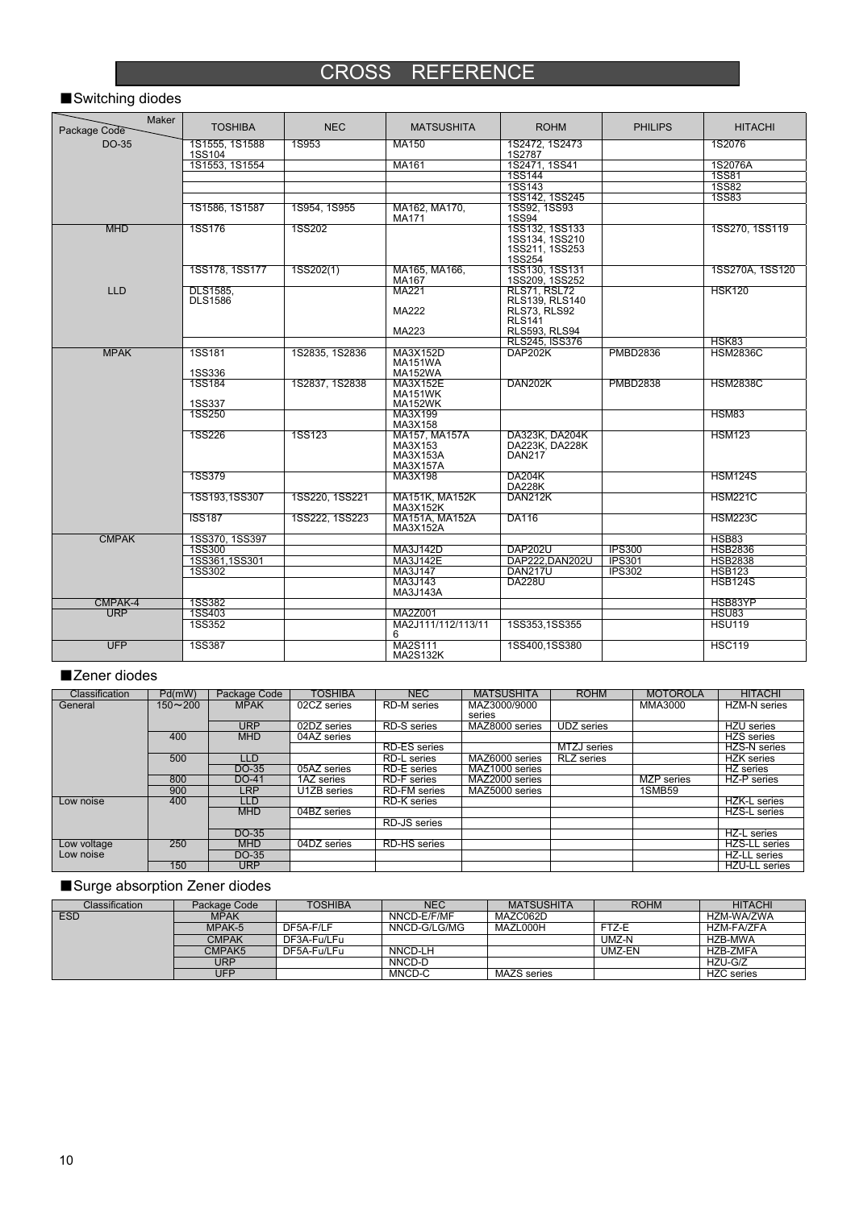# CROSS REFERENCE

## ■Switching diodes

| Package Code \ Maker | TOSHIBA | NEC | MATSUSHITA | ROHM | PHILIPS | HITACHI |
|---|---|---|---|---|---|---|
| DO-35 | 1S1555, 1S1588 1SS104 | 1S953 | MA150 | 1S2472, 1S2473 1S2787 | | 1S2076 |
| | 1S1553, 1S1554 | | MA161 | 1S2471, 1SS41 | | 1S2076A |
| | | | | 1SS144 | | 1SS81 |
| | | | | 1SS143 | | 1SS82 |
| | | | | 1SS142, 1SS245 | | 1SS83 |
| | 1S1586, 1S1587 | 1S954, 1S955 | MA162, MA170, MA171 | 1SS92, 1SS93 1SS94 | | |
| MHD | 1SS176 | 1SS202 | | 1SS132, 1SS133 1SS134, 1SS210 1SS211, 1SS253 1SS254 | | 1SS270, 1SS119 |
| | 1SS178, 1SS177 | 1SS202(1) | MA165, MA166, MA167 | 1SS130, 1SS131 1SS209, 1SS252 | | 1SS270A, 1SS120 |
| LLD | DLS1585, DLS1586 | | MA221 MA222 MA223 | RLS71, RSL72 RLS139, RLS140 RLS73, RLS92 RLS141 RLS593, RLS94 | | HSK120 |
| | | | | RLS245, ISS376 | | HSK83 |
| MPAK | 1SS181 1SS336 | 1S2835, 1S2836 | MA3X152D MA151WA MA152WA | DAP202K | PMBD2836 | HSM2836C |
| | 1SS184 1SS337 | 1S2837, 1S2838 | MA3X152E MA151WK MA152WK | DAN202K | PMBD2838 | HSM2838C |
| | 1SS250 | | MA3X199 MA3X158 | | | HSM83 |
| | 1SS226 | 1SS123 | MA157, MA157A MA3X153 MA3X153A MA3X157A | DA323K, DA204K DA223K, DA228K DAN217 | | HSM123 |
| | 1SS379 | | MA3X198 | DA204K DA228K | | HSM124S |
| | 1SS193,1SS307 | 1SS220, 1SS221 | MA151K, MA152K MA3X152K | DAN212K | | HSM221C |
| | ISS187 | 1SS222, 1SS223 | MA151A, MA152A MA3X152A | DA116 | | HSM223C |
| CMPAK | 1SS370, 1SS397 | | | | | HSB83 |
| | 1SS300 | | MA3J142D | DAP202U | IPS300 | HSB2836 |
| | 1SS361,1SS301 | | MA3J142E | DAP222,DAN202U | IPS301 | HSB2838 |
| | 1SS302 | | MA3J147 | DAN217U | IPS302 | HSB123 |
| | | | MA3J143 MA3J143A | DA228U | | HSB124S |
| CMPAK-4 | 1SS382 | | | | | HSB83YP |
| URP | 1SS403 | | MA2Z001 | | | HSU83 |
| | 1SS352 | | MA2J111/112/113/116 | 1SS353,1SS355 | | HSU119 |
| UFP | 1SS387 | | MA2S111 MA2S132K | 1SS400,1SS380 | | HSC119 |

## ■Zener diodes

| Classification | Pd(mW) | Package Code | TOSHIBA | NEC | MATSUSHITA | ROHM | MOTOROLA | HITACHI |
|---|---|---|---|---|---|---|---|---|
| General | 150～200 | MPAK | 02CZ series | RD-M series | MAZ3000/9000 series | | MMA3000 | HZM-N series |
| | | URP | 02DZ series | RD-S series | MAZ8000 series | UDZ series | | HZU series |
| | 400 | MHD | 04AZ series | | | | | HZS series |
| | | | | RD-ES series | | MTZJ series | | HZS-N series |
| | 500 | LLD | | RD-L series | MAZ6000 series | RLZ series | | HZK series |
| | | DO-35 | 05AZ series | RD-E series | MAZ1000 series | | | HZ series |
| | 800 | DO-41 | 1AZ series | RD-F series | MAZ2000 series | | MZP series | HZ-P series |
| | 900 | LRP | U1ZB series | RD-FM series | MAZ5000 series | | 1SMB59 | |
| Low noise | 400 | LLD | | RD-K series | | | | HZK-L series |
| | | MHD | 04BZ series | | | | | HZS-L series |
| | | | | RD-JS series | | | | |
| | | DO-35 | | | | | | HZ-L series |
| Low voltage Low noise | 250 | MHD | 04DZ series | RD-HS series | | | | HZS-LL series |
| | | DO-35 | | | | | | HZ-LL series |
| | 150 | URP | | | | | | HZU-LL series |

## ■Surge absorption Zener diodes

| Classification | Package Code | TOSHIBA | NEC | MATSUSHITA | ROHM | HITACHI |
|---|---|---|---|---|---|---|
| ESD | MPAK | | NNCD-E/F/MF | MAZC062D | | HZM-WA/ZWA |
| | MPAK-5 | DF5A-F/LF | NNCD-G/LG/MG | MAZL000H | FTZ-E | HZM-FA/ZFA |
| | CMPAK | DF3A-Fu/LFu | | | UMZ-N | HZB-MWA |
| | CMPAK5 | DF5A-Fu/LFu | NNCD-LH | | UMZ-EN | HZB-ZMFA |
| | URP | | NNCD-D | | | HZU-G/Z |
| | UFP | | MNCD-C | MAZS series | | HZC series |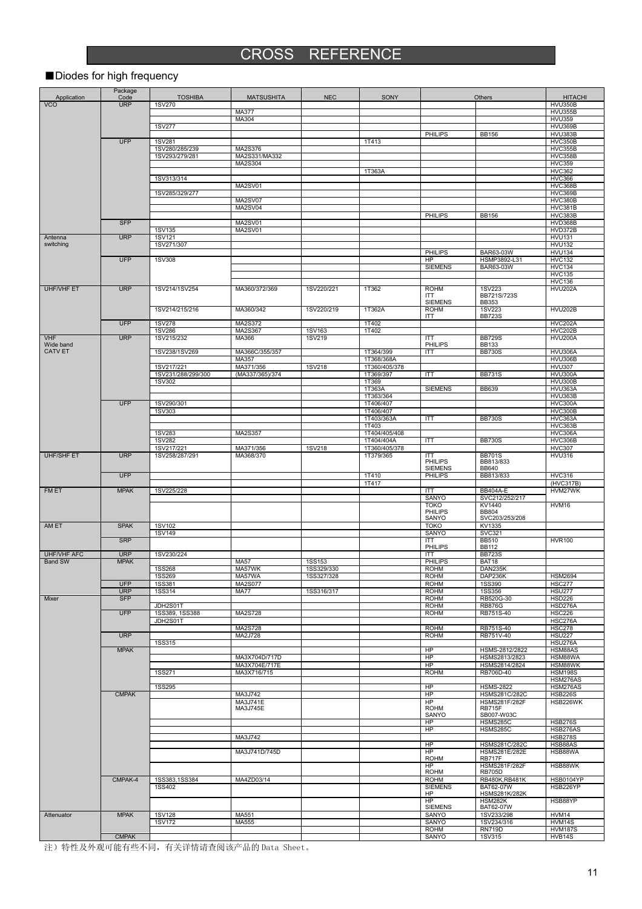# CROSS REFERENCE

## ■Diodes for high frequency

| Application | Package Code | TOSHIBA | MATSUSHITA | NEC | SONY | Others | | HITACHI |
|---|---|---|---|---|---|---|---|---|
| VCO | URP | 1SV270 | | | | | | HVU350B |
| | | | MA377 | | | | | HVU355B |
| | | | MA304 | | | | | HVU359 |
| | | 1SV277 | | | | | | HVU369B |
| | | | | | | PHILIPS | BB156 | HVU383B |
| | UFP | 1SV281 | | | 1T413 | | | HVC350B |
| | | 1SV280/285/239 | MA2S376 | | | | | HVC355B |
| | | 1SV293/279/281 | MA2S331/MA332 | | | | | HVC358B |
| | | | MA2S304 | | | | | HVC359 |
| | | | | | 1T363A | | | HVC362 |
| | | 1SV313/314 | | | | | | HVC366 |
| | | | MA2SV01 | | | | | HVC368B |
| | | 1SV285/329/277 | | | | | | HVC369B |
| | | | MA2SV07 | | | | | HVC380B |
| | | | MA2SV04 | | | | | HVC381B |
| | | | | | | PHILIPS | BB156 | HVC383B |
| | SFP | | MA2SV01 | | | | | HVD368B |
| | | 1SV135 | MA2SV01 | | | | | HVD372B |
| Antenna switching | URP | 1SV121 | | | | | | HVU131 |
| | | 1SV271/307 | | | | | | HVU132 |
| | | | | | | PHILIPS | BAR63-03W | HVU134 |
| | UFP | 1SV308 | | | | HP | HSMP3892-L31 | HVC132 |
| | | | | | | SIEMENS | BAR63-03W | HVC134 |
| | | | | | | | | HVC135 |
| | | | | | | | | HVC136 |
| UHF/VHF ET | URP | 1SV214/1SV254 | MA360/372/369 | 1SV220/221 | 1T362 | ROHM<br>ITT<br>SIEMENS | 1SV223<br>BB721S/723S<br>BB353 | HVU202A |
| | | 1SV214/215/216 | MA360/342 | 1SV220/219 | 1T362A | ROHM<br>ITT | 1SV223<br>BB723S | HVU202B |
| | UFP | 1SV278 | MA2S372 | | 1T402 | | | HVC202A |
| | | 1SV286 | MA2S367 | 1SV163 | 1T402 | | | HVC202B |
| VHF Wide band CATV ET | URP | 1SV215/232 | MA366 | 1SV219 | | ITT<br>PHILIPS | BB729S<br>BB133 | HVU200A |
| | | 1SV238/1SV269 | MA366C/355/357 | | 1T364/399 | ITT | BB730S | HVU306A |
| | | | MA357 | | 1T368/368A | | | HVU306B |
| | | 1SV217/221 | MA371/356 | 1SV218 | 1T360/405/378 | | | HVU307 |
| | | 1SV231/288/299/300 | (MA337/365)/374 | | 1T369/397 | ITT | BB731S | HVU300A |
| | | 1SV302 | | | 1T369 | | | HVU300B |
| | | | | | 1T363A | SIEMENS | BB639 | HVU363A |
| | | | | | 1T363/364 | | | HVU363B |
| | UFP | 1SV290/301 | | | 1T406/407 | | | HVC300A |
| | | 1SV303 | | | 1T406/407 | | | HVC300B |
| | | | | | 1T403/363A | ITT | BB730S | HVC363A |
| | | | | | 1T403 | | | HVC363B |
| | | 1SV283 | MA2S357 | | 1T404/405/408 | | | HVC306A |
| | | 1SV282 | | | 1T404/404A | ITT | BB730S | HVC306B |
| | | 1SV217/221 | MA371/356 | 1SV218 | 1T360/405/378 | | | HVC307 |
| UHF/SHF ET | URP | 1SV258/287/291 | MA368/370 | | 1T379/365 | ITT<br>PHILIPS<br>SIEMENS | BB701S<br>BB813/833<br>BB640 | HVU316 |
| | UFP | | | | 1T410 | PHILIPS | BB813/833 | HVC316 |
| | | | | | 1T417 | | | (HVC317B) |
| FM ET | MPAK | 1SV225/228 | | | | ITT | BB404A-E | HVM27WK |
| | | | | | | SANYO | SVC212/252/217 | |
| | | | | | | TOKO<br>PHILIPS<br>SANYO | KV1440<br>BB804<br>SVC203/253/208 | HVM16 |
| AM ET | SPAK | 1SV102 | | | | TOKO | KV1335 | |
| | | 1SV149 | | | | SANYO | SVC321 | |
| | SRP | | | | | ITT<br>PHILIPS | BB510<br>BB112 | HVR100 |
| UHF/VHF AFC | URP | 1SV230/224 | | | | ITT | BB723S | |
| Band SW | MPAK | | MA57 | 1SS153 | | PHILIPS | BAT18 | |
| | | 1SS268 | MA57WK | 1SS329/330 | | ROHM | DAN235K | |
| | | 1SS269 | MA57WA | 1SS327/328 | | ROHM | DAP236K | HSM2694 |
| | UFP | 1SS381 | MA2S077 | | | ROHM | 1SS390 | HSC277 |
| | URP | 1SS314 | MA77 | 1SS316/317 | | ROHM | 1SS356 | HSU277 |
| Mixer | SFP | | | | | ROHM | RB520G-30 | HSD226 |
| | | JDH2S01T | | | | ROHM | RB876G | HSD276A |
| | UFP | 1SS389, 1SS388 | MA2S728 | | | ROHM | RB751S-40 | HSC226 |
| | | JDH2S01T | | | | | | HSC276A |
| | | | MA2S728 | | | ROHM | RB751S-40 | HSC278 |
| | URP | | MA2J728 | | | ROHM | RB751V-40 | HSU227 |
| | | 1SS315 | | | | | | HSU276A |
| | MPAK | | | | | HP | HSMS-2812/2822 | HSM88AS |
| | | | MA3X704D/717D | | | HP | HSMS2813/2823 | HSM88WA |
| | | | MA3X704E/717E | | | HP | HSMS2814/2824 | HSM88WK |
| | | 1SS271 | MA3X716/715 | | | ROHM | RB706D-40 | HSM198S |
| | | | | | | | | HSM276AS |
| | | 1SS295 | | | | HP | HSMS-2822 | HSM276AS |
| | CMPAK | | MA3J742 | | | HP | HSMS281C/282C | HSB226S |
| | | | MA3J741E<br>MA3J745E | | | HP<br>ROHM<br>SANYO | HSMS281F/282F<br>RB715F<br>SB007-W03C | HSB226WK |
| | | | | | | HP | HSMS285C | HSB276S |
| | | | | | | HP | HSMS285C | HSB276AS |
| | | | MA3J742 | | | | | HSB278S |
| | | | | | | HP | HSMS281C/282C | HSB88AS |
| | | | MA3J741D/745D | | | HP<br>ROHM | HSMS281E/282E<br>RB717F | HSB88WA |
| | | | | | | HP<br>ROHM | HSMS281F/282F<br>RB705D | HSB88WK |
| | CMPAK-4 | 1SS383,1SS384 | MA4ZD03/14 | | | ROHM | RB480K,RB481K | HSB0104YP |
| | | 1SS402 | | | | SIEMENS<br>HP | BAT62-07W<br>HSMS281K/282K | HSB226YP |
| | | | | | | HP<br>SIEMENS | HSM282K<br>BAT62-07W | HSB88YP |
| Attenuator | MPAK | 1SV128 | MA551 | | | SANYO | 1SV233/298 | HVM14 |
| | | 1SV172 | MA555 | | | SANYO | 1SV234/316 | HVM14S |
| | | | | | | ROHM | RN719D | HVM187S |
| | CMPAK | | | | | SANYO | 1SV315 | HVB14S |

注）特性及外观可能有些不同，有关详情请查阅该产品的 Data Sheet。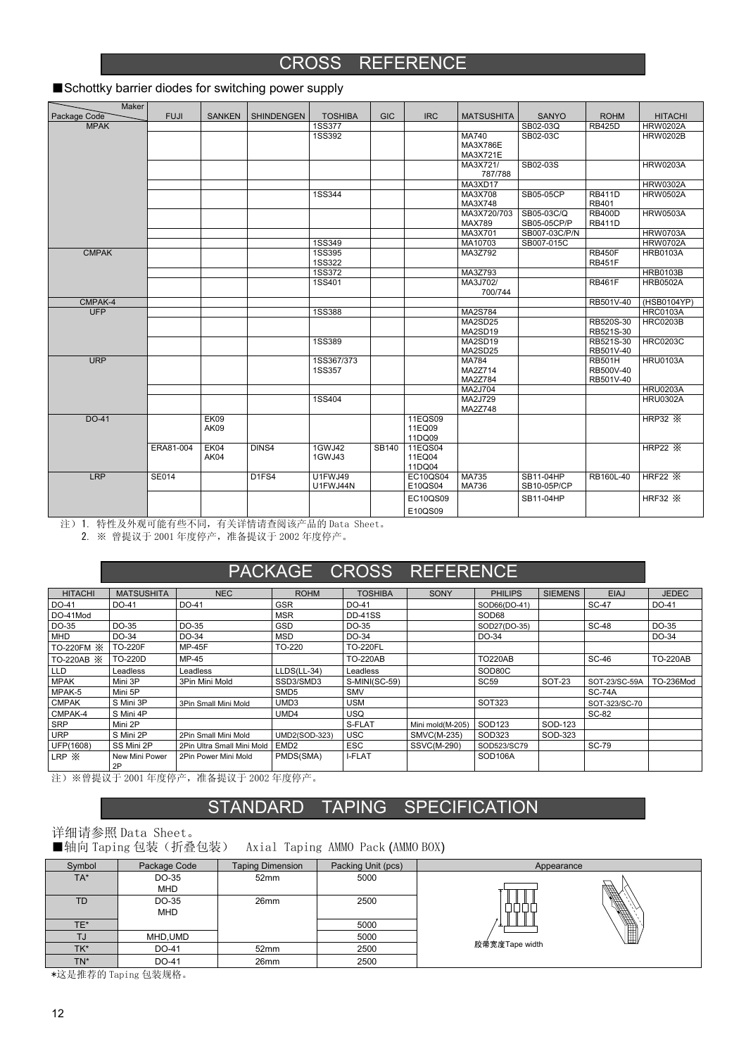# CROSS REFERENCE

■Schottky barrier diodes for switching power supply

| Package Code \ Maker | FUJI | SANKEN | SHINDENGEN | TOSHIBA | GIC | IRC | MATSUSHITA | SANYO | ROHM | HITACHI |
|---|---|---|---|---|---|---|---|---|---|---|
| MPAK | | | | 1SS377 | | | | SB02-03Q | RB425D | HRW0202A |
| | | | | 1SS392 | | | MA740<br>MA3X786E<br>MA3X721E | SB02-03C | | HRW0202B |
| | | | | | | | MA3X721/<br>787/788 | SB02-03S | | HRW0203A |
| | | | | | | | MA3XD17 | | | HRW0302A |
| | | | | 1SS344 | | | MA3X708<br>MA3X748 | SB05-05CP | RB411D<br>RB401 | HRW0502A |
| | | | | | | | MA3X720/703<br>MAX789 | SB05-03C/Q<br>SB05-05CP/P | RB400D<br>RB411D | HRW0503A |
| | | | | | | | MA3X701 | SB007-03C/P/N | | HRW0703A |
| | | | | 1SS349 | | | MA10703 | SB007-015C | | HRW0702A |
| CMPAK | | | | 1SS395<br>1SS322 | | | MA3Z792 | | RB450F<br>RB451F | HRB0103A |
| | | | | 1SS372 | | | MA3Z793 | | | HRB0103B |
| | | | | 1SS401 | | | MA3J702/<br>700/744 | | RB461F | HRB0502A |
| CMPAK-4 | | | | | | | | | RB501V-40 | (HSB0104YP) |
| UFP | | | | 1SS388 | | | MA2S784 | | | HRC0103A |
| | | | | | | | MA2SD25<br>MA2SD19 | | RB520S-30<br>RB521S-30 | HRC0203B |
| | | | | 1SS389 | | | MA2SD19<br>MA2SD25 | | RB521S-30<br>RB501V-40 | HRC0203C |
| URP | | | | 1SS367/373<br>1SS357 | | | MA784<br>MA2Z714<br>MA2Z784 | | RB501H<br>RB500V-40<br>RB501V-40 | HRU0103A |
| | | | | | | | MA2J704 | | | HRU0203A |
| | | | | 1SS404 | | | MA2J729<br>MA2Z748 | | | HRU0302A |
| DO-41 | | EK09<br>AK09 | | | | 11EQS09<br>11EQ09<br>11DQ09 | | | | HRP32 ※ |
| | ERA81-004 | EK04<br>AK04 | DINS4 | 1GWJ42<br>1GWJ43 | SB140 | 11EQS04<br>11EQ04<br>11DQ04 | | | | HRP22 ※ |
| LRP | SE014 | | D1FS4 | U1FWJ49<br>U1FWJ44N | | EC10QS04<br>E10QS04 | MA735<br>MA736 | SB11-04HP<br>SB10-05P/CP | RB160L-40 | HRF22 ※ |
| | | | | | | EC10QS09<br>E10QS09 | | SB11-04HP | | HRF32 ※ |

注）1. 特性及外观可能有些不同，有关详情请查阅该产品的 Data Sheet。
　　2. ※ 曾提议于 2001 年度停产，准备提议于 2002 年度停产。

# PACKAGE CROSS REFERENCE

| HITACHI | MATSUSHITA | NEC | ROHM | TOSHIBA | SONY | PHILIPS | SIEMENS | EIAJ | JEDEC |
|---|---|---|---|---|---|---|---|---|---|
| DO-41 | DO-41 | DO-41 | GSR | DO-41 | | SOD66(DO-41) | | SC-47 | DO-41 |
| DO-41Mod | | | MSR | DD-41SS | | SOD68 | | | |
| DO-35 | DO-35 | DO-35 | GSD | DO-35 | | SOD27(DO-35) | | SC-48 | DO-35 |
| MHD | DO-34 | DO-34 | MSD | DO-34 | | DO-34 | | | DO-34 |
| TO-220FM ※ | TO-220F | MP-45F | TO-220 | TO-220FL | | | | | |
| TO-220AB ※ | TO-220D | MP-45 | | TO-220AB | | TO220AB | | SC-46 | TO-220AB |
| LLD | Leadless | Leadless | LLDS(LL-34) | Leadless | | SOD80C | | | |
| MPAK | Mini 3P | 3Pin Mini Mold | SSD3/SMD3 | S-MINI(SC-59) | | SC59 | SOT-23 | SOT-23/SC-59A | TO-236Mod |
| MPAK-5 | Mini 5P | | SMD5 | SMV | | | | SC-74A | |
| CMPAK | S Mini 3P | 3Pin Small Mini Mold | UMD3 | USM | | SOT323 | | SOT-323/SC-70 | |
| CMPAK-4 | S Mini 4P | | UMD4 | USQ | | | | SC-82 | |
| SRP | Mini 2P | | | S-FLAT | Mini mold(M-205) | SOD123 | SOD-123 | | |
| URP | S Mini 2P | 2Pin Small Mini Mold | UMD2(SOD-323) | USC | SMVC(M-235) | SOD323 | SOD-323 | | |
| UFP(1608) | SS Mini 2P | 2Pin Ultra Small Mini Mold | EMD2 | ESC | SSVC(M-290) | SOD523/SC79 | | SC-79 | |
| LRP ※ | New Mini Power 2P | 2Pin Power Mini Mold | PMDS(SMA) | I-FLAT | | SOD106A | | | |

注）※曾提议于 2001 年度停产，准备提议于 2002 年度停产。

# STANDARD TAPING SPECIFICATION

详细请参照 Data Sheet。

■轴向 Taping 包装（折叠包装）　Axial Taping AMMO Pack (AMMO BOX)

| Symbol | Package Code | Taping Dimension | Packing Unit (pcs) | Appearance |
|---|---|---|---|---|
| TA* | DO-35<br>MHD | 52mm | 5000 | |
| TD | DO-35<br>MHD | 26mm | 2500 | |
| TE* | | | 5000 | |
| TJ | MHD,UMD | | 5000 | 胶带宽度Tape width |
| TK* | DO-41 | 52mm | 2500 | |
| TN* | DO-41 | 26mm | 2500 | |

*这是推荐的 Taping 包装规格。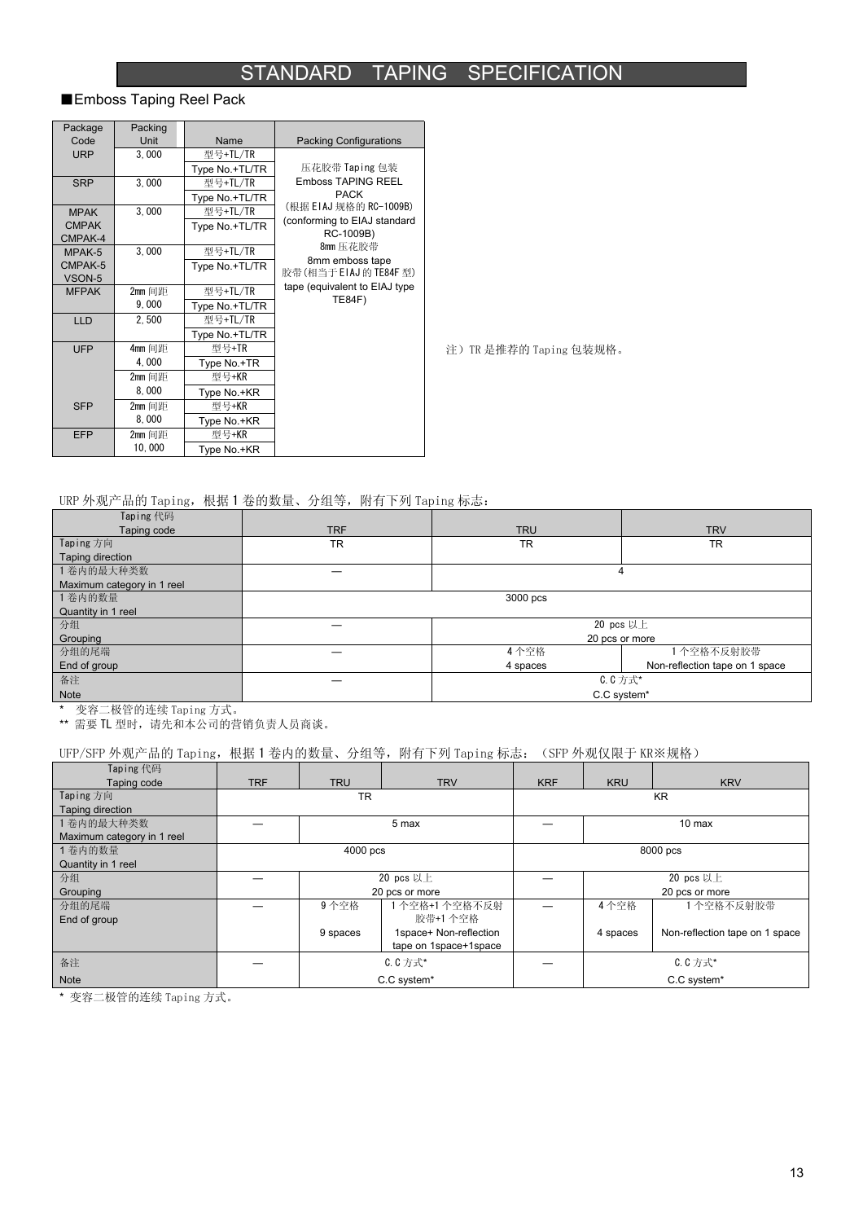# STANDARD TAPING SPECIFICATION

■Emboss Taping Reel Pack

| Package Code | Packing Unit | Name | Packing Configurations |
|---|---|---|---|
| URP | 3,000 | 型号+TL/TR<br>Type No.+TL/TR | 压花胶带 Taping 包装<br>Emboss TAPING REEL PACK<br>(根据 EIAJ 规格的 RC-1009B)<br>(conforming to EIAJ standard RC-1009B)<br>8mm 压花胶带<br>8mm emboss tape<br>胶带(相当于 EIAJ 的 TE84F 型)<br>tape (equivalent to EIAJ type TE84F) |
| SRP | 3,000 | 型号+TL/TR<br>Type No.+TL/TR | |
| MPAK<br>CMPAK<br>CMPAK-4 | 3,000 | 型号+TL/TR<br>Type No.+TL/TR | |
| MPAK-5<br>CMPAK-5<br>VSON-5 | 3,000 | 型号+TL/TR<br>Type No.+TL/TR | |
| MFPAK | 2mm 间距<br>9,000 | 型号+TL/TR<br>Type No.+TL/TR | |
| LLD | 2,500 | 型号+TL/TR<br>Type No.+TL/TR | |
| UFP | 4mm 间距<br>4,000 | 型号+TR<br>Type No.+TR | |
| | 2mm 间距<br>8,000 | 型号+KR<br>Type No.+KR | |
| SFP | 2mm 间距<br>8,000 | 型号+KR<br>Type No.+KR | |
| EFP | 2mm 间距<br>10,000 | 型号+KR<br>Type No.+KR | |

注）TR 是推荐的 Taping 包装规格。

URP 外观产品的 Taping，根据 1 卷的数量、分组等，附有下列 Taping 标志：

| Taping 代码<br>Taping code | TRF | TRU | TRV |
|---|---|---|---|
| Taping 方向<br>Taping direction | TR | TR | TR |
| 1 卷内的最大种类数<br>Maximum category in 1 reel | — | 4 | |
| 1 卷内的数量<br>Quantity in 1 reel | 3000 pcs | | |
| 分组<br>Grouping | — | 20 pcs 以上<br>20 pcs or more | |
| 分组的尾端<br>End of group | — | 4 个空格<br>4 spaces | 1 个空格不反射胶带<br>Non-reflection tape on 1 space |
| 备注<br>Note | — | C.C 方式*<br>C.C system* | |

\* 变容二极管的连续 Taping 方式。
\*\* 需要 TL 型时，请先和本公司的营销负责人员商谈。

UFP/SFP 外观产品的 Taping，根据 1 卷内的数量、分组等，附有下列 Taping 标志：（SFP 外观仅限于 KR※规格）

| Taping 代码<br>Taping code | TRF | TRU | TRV | KRF | KRU | KRV |
|---|---|---|---|---|---|---|
| Taping 方向<br>Taping direction | TR | | | KR | | |
| 1 卷内的最大种类数<br>Maximum category in 1 reel | — | 5 max | | — | 10 max | |
| 1 卷内的数量<br>Quantity in 1 reel | 4000 pcs | | | 8000 pcs | | |
| 分组<br>Grouping | — | 20 pcs 以上<br>20 pcs or more | | — | 20 pcs 以上<br>20 pcs or more | |
| 分组的尾端<br>End of group | — | 9 个空格<br>9 spaces | 1 个空格+1 个空格不反射胶带+1 个空格<br>1space+ Non-reflection tape on 1space+1space | — | 4 个空格<br>4 spaces | 1 个空格不反射胶带<br>Non-reflection tape on 1 space |
| 备注<br>Note | — | C.C 方式*<br>C.C system* | | — | C.C 方式*<br>C.C system* | |

\* 变容二极管的连续 Taping 方式。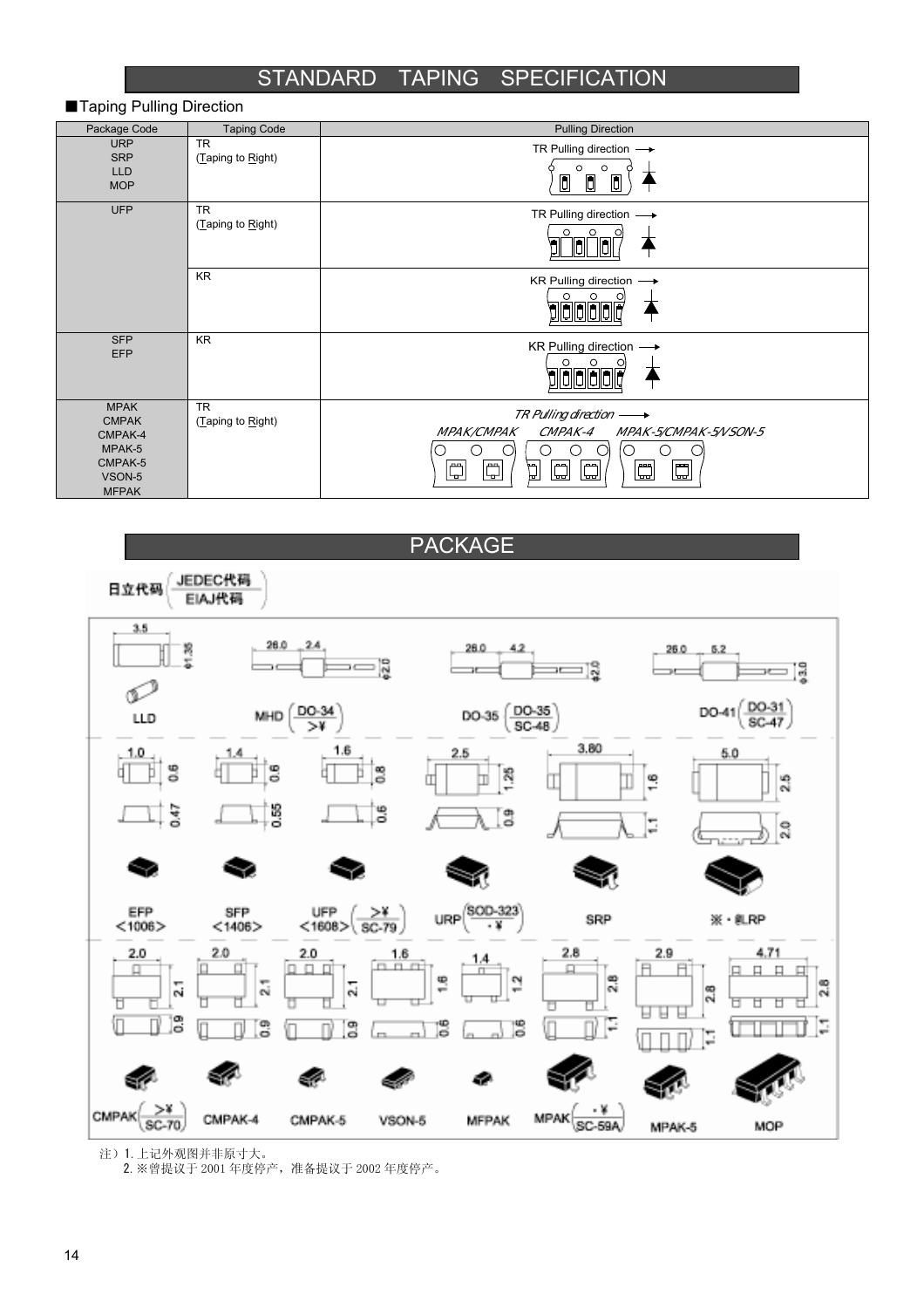# STANDARD TAPING SPECIFICATION

■Taping Pulling Direction

| Package Code | Taping Code | Pulling Direction |
|---|---|---|
| URP<br>SRP<br>LLD<br>MOP | TR<br>(Taping to Right) | TR Pulling direction → |
| UFP | TR<br>(Taping to Right) | TR Pulling direction → |
| | KR | KR Pulling direction → |
| SFP<br>EFP | KR | KR Pulling direction → |
| MPAK<br>CMPAK<br>CMPAK-4<br>MPAK-5<br>CMPAK-5<br>VSON-5<br>MFPAK | TR<br>(Taping to Right) | *TR Pulling direction* →<br>*MPAK/CMPAK* *CMPAK-4* *MPAK-5/CMPAK-5/VSON-5* |

# PACKAGE

日立代码 (JEDEC代码 / EIAJ代码)

LLD: 3.5, φ1.35

MHD (DO-34 / >¥): 26.0, 2.4, φ2.0

DO-35 (DO-35 / SC-48): 26.0, 4.2, φ2.0

DO-41 (DO-31 / SC-47): 26.0, 5.2, φ3.0

EFP <1006>: 1.0, 0.6, 0.47

SFP <1406>: 1.4, 0.6, 0.55

UFP <1608> (>¥ / SC-79): 1.6, 0.8, 0.6

URP (SOD-323 / ·¥): 2.5, 1.25, 0.9

SRP: 3.80, 1.6, 1.1

※·RLP: 5.0, 2.5, 2.0

CMPAK (>¥ / SC-70): 2.0, 2.1, 0.9

CMPAK-4: 2.0, 2.1, 0.9

CMPAK-5: 2.0, 2.1, 0.9

VSON-5: 1.6, 1.6, 0.6

MFPAK: 1.4, 1.2, 0.6

MPAK (·¥ / SC-59A): 2.8, 2.8, 1.1

MPAK-5: 2.9, 2.8, 1.1

MOP: 4.71, 2.8, 1.1

注）1.上记外观图并非原寸大。
  2.※曾提议于 2001 年度停产，准备提议于 2002 年度停产。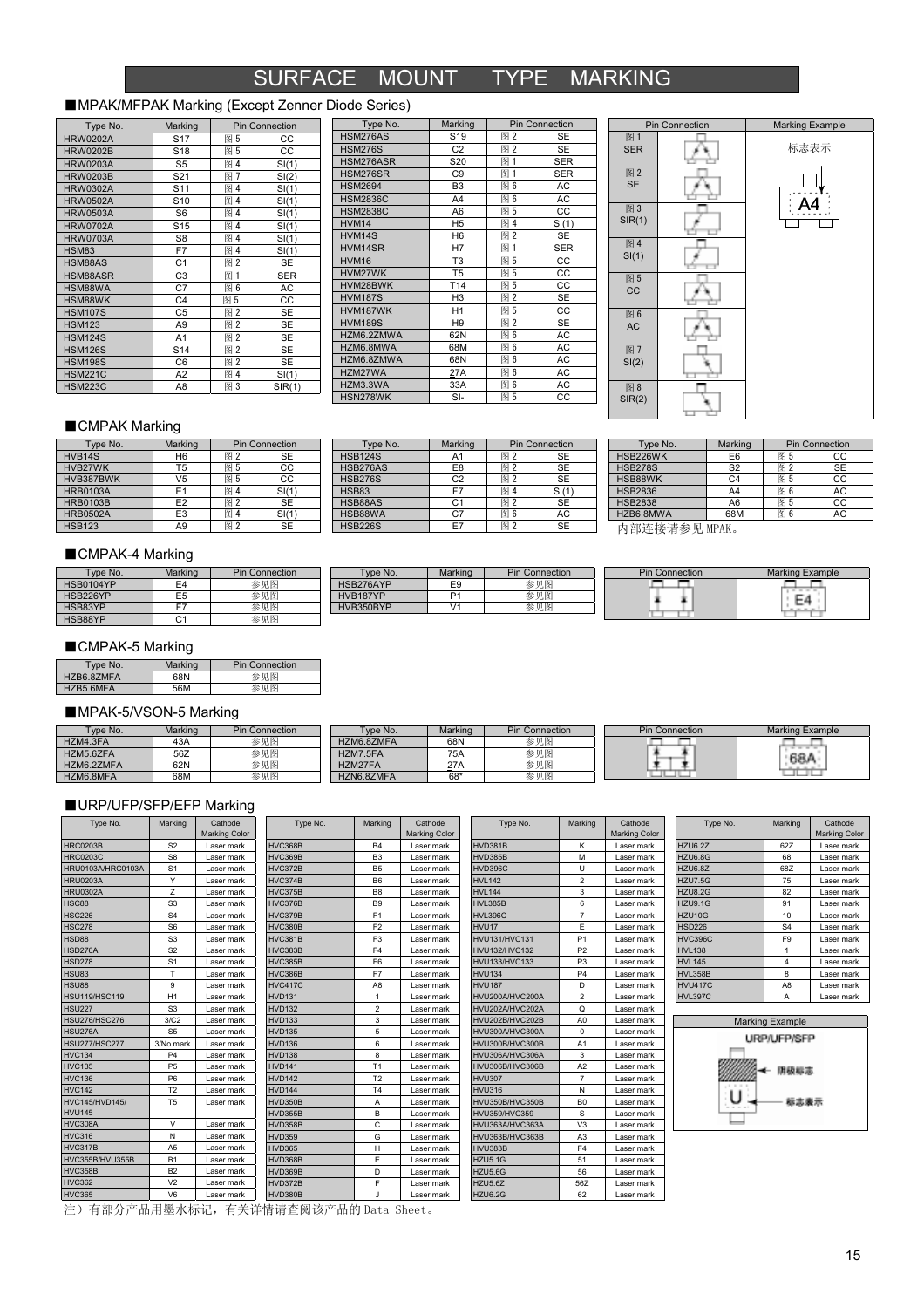# SURFACE MOUNT TYPE MARKING

## ■MPAK/MFPAK Marking (Except Zenner Diode Series)

| Type No. | Marking | Pin Connection | |
|---|---|---|---|
| HRW0202A | S17 | 图 5 | CC |
| HRW0202B | S18 | 图 5 | CC |
| HRW0203A | S5 | 图 4 | SI(1) |
| HRW0203B | S21 | 图 7 | SI(2) |
| HRW0302A | S11 | 图 4 | SI(1) |
| HRW0502A | S10 | 图 4 | SI(1) |
| HRW0503A | S6 | 图 4 | SI(1) |
| HRW0702A | S15 | 图 4 | SI(1) |
| HRW0703A | S8 | 图 4 | SI(1) |
| HSM83 | F7 | 图 4 | SI(1) |
| HSM88AS | C1 | 图 2 | SE |
| HSM88ASR | C3 | 图 1 | SER |
| HSM88WA | C7 | 图 6 | AC |
| HSM88WK | C4 | 图 5 | CC |
| HSM107S | C5 | 图 2 | SE |
| HSM123 | A9 | 图 2 | SE |
| HSM124S | A1 | 图 2 | SE |
| HSM126S | S14 | 图 2 | SE |
| HSM198S | C6 | 图 2 | SE |
| HSM221C | A2 | 图 4 | SI(1) |
| HSM223C | A8 | 图 3 | SIR(1) |

| Type No. | Marking | Pin Connection | |
|---|---|---|---|
| HSM276AS | S19 | 图 2 | SE |
| HSM276S | C2 | 图 2 | SE |
| HSM276ASR | S20 | 图 1 | SER |
| HSM276SR | C9 | 图 1 | SER |
| HSM2694 | B3 | 图 6 | AC |
| HSM2836C | A4 | 图 6 | AC |
| HSM2838C | A6 | 图 5 | CC |
| HVM14 | H5 | 图 4 | SI(1) |
| HVM14S | H6 | 图 2 | SE |
| HVM14SR | H7 | 图 1 | SER |
| HVM16 | T3 | 图 5 | CC |
| HVM27WK | T5 | 图 5 | CC |
| HVM28BWK | T14 | 图 5 | CC |
| HVM187S | H3 | 图 2 | SE |
| HVM187WK | H1 | 图 5 | CC |
| HVM189S | H9 | 图 2 | SE |
| HZM6.2ZMWA | 62N | 图 6 | AC |
| HZM6.8MWA | 68M | 图 6 | AC |
| HZM6.8ZMWA | 68N | 图 6 | AC |
| HZM27WA | 27A | 图 6 | AC |
| HZM3.3WA | 33A | 图 6 | AC |
| HSN278WK | SI- | 图 5 | CC |

| Pin Connection | Marking Example |
|---|---|
| 图 1 SER | 标志表示 A4 |
| 图 2 SE | |
| 图 3 SIR(1) | |
| 图 4 SI(1) | |
| 图 5 CC | |
| 图 6 AC | |
| 图 7 SI(2) | |
| 图 8 SIR(2) | |

## ■CMPAK Marking

| Type No. | Marking | Pin Connection | |
|---|---|---|---|
| HVB14S | H6 | 图 2 | SE |
| HVB27WK | T5 | 图 5 | CC |
| HVB387BWK | V5 | 图 5 | CC |
| HRB0103A | E1 | 图 4 | SI(1) |
| HRB0103B | E2 | 图 2 | SE |
| HRB0502A | E3 | 图 4 | SI(1) |
| HSB123 | A9 | 图 2 | SE |

| Type No. | Marking | Pin Connection | |
|---|---|---|---|
| HSB124S | A1 | 图 2 | SE |
| HSB276AS | E8 | 图 2 | SE |
| HSB276S | C2 | 图 2 | SE |
| HSB83 | F7 | 图 4 | SI(1) |
| HSB88AS | C1 | 图 2 | SE |
| HSB88WA | C7 | 图 6 | AC |
| HSB226S | E7 | 图 2 | SE |

| Type No. | Marking | Pin Connection | |
|---|---|---|---|
| HSB226WK | E6 | 图 5 | CC |
| HSB278S | S2 | 图 2 | SE |
| HSB88WK | C4 | 图 5 | CC |
| HSB2836 | A4 | 图 6 | AC |
| HSB2838 | A6 | 图 5 | CC |
| HZB6.8MWA | 68M | 图 6 | AC |

内部连接请参见 MPAK。

## ■CMPAK-4 Marking

| Type No. | Marking | Pin Connection |
|---|---|---|
| HSB0104YP | E4 | 参见图 |
| HSB226YP | E5 | 参见图 |
| HSB83YP | F7 | 参见图 |
| HSB88YP | C1 | 参见图 |

| Type No. | Marking | Pin Connection |
|---|---|---|
| HSB276AYP | E9 | 参见图 |
| HVB187YP | P1 | 参见图 |
| HVB350BYP | V1 | 参见图 |

| Pin Connection | Marking Example |
|---|---|
| | E4 |

## ■CMPAK-5 Marking

| Type No. | Marking | Pin Connection |
|---|---|---|
| HZB6.8ZMFA | 68N | 参见图 |
| HZB5.6MFA | 56M | 参见图 |

## ■MPAK-5/VSON-5 Marking

| Type No. | Marking | Pin Connection |
|---|---|---|
| HZM4.3FA | 43A | 参见图 |
| HZM5.6ZFA | 56Z | 参见图 |
| HZM6.2ZMFA | 62N | 参见图 |
| HZM6.8MFA | 68M | 参见图 |

| Type No. | Marking | Pin Connection |
|---|---|---|
| HZM6.8ZMFA | 68N | 参见图 |
| HZM7.5FA | 75A | 参见图 |
| HZM27FA | 27A | 参见图 |
| HZN6.8ZMFA | 68* | 参见图 |

| Pin Connection | Marking Example |
|---|---|
| | 68A |

## ■URP/UFP/SFP/EFP Marking

| Type No. | Marking | Cathode Marking Color |
|---|---|---|
| HRC0203B | S2 | Laser mark |
| HRC0203C | S8 | Laser mark |
| HRU0103A/HRC0103A | S1 | Laser mark |
| HRU0203A | Y | Laser mark |
| HRU0302A | Z | Laser mark |
| HSC88 | S3 | Laser mark |
| HSC226 | S4 | Laser mark |
| HSC278 | S6 | Laser mark |
| HSD88 | S3 | Laser mark |
| HSD276A | S2 | Laser mark |
| HSD278 | S1 | Laser mark |
| HSU83 | T | Laser mark |
| HSU88 | 9 | Laser mark |
| HSU119/HSC119 | H1 | Laser mark |
| HSU227 | S3 | Laser mark |
| HSU276/HSC276 | 3/C2 | Laser mark |
| HSU276A | S5 | Laser mark |
| HSU277/HSC277 | 3/No mark | Laser mark |
| HVC134 | P4 | Laser mark |
| HVC135 | P5 | Laser mark |
| HVC136 | P6 | Laser mark |
| HVC142 | T2 | Laser mark |
| HVC145/HVD145/ HVU145 | T5 | Laser mark |
| HVC308A | V | Laser mark |
| HVC316 | N | Laser mark |
| HVC317B | A5 | Laser mark |
| HVC355B/HVU355B | B1 | Laser mark |
| HVC358B | B2 | Laser mark |
| HVC362 | V2 | Laser mark |
| HVC365 | V6 | Laser mark |

| Type No. | Marking | Cathode Marking Color |
|---|---|---|
| HVC368B | B4 | Laser mark |
| HVC369B | B3 | Laser mark |
| HVC372B | B5 | Laser mark |
| HVC374B | B6 | Laser mark |
| HVC375B | B8 | Laser mark |
| HVC376B | B9 | Laser mark |
| HVC379B | F1 | Laser mark |
| HVC380B | F2 | Laser mark |
| HVC381B | F3 | Laser mark |
| HVC383B | F4 | Laser mark |
| HVC385B | F6 | Laser mark |
| HVC386B | F7 | Laser mark |
| HVC417C | A8 | Laser mark |
| HVD131 | 1 | Laser mark |
| HVD132 | 2 | Laser mark |
| HVD133 | 3 | Laser mark |
| HVD135 | 5 | Laser mark |
| HVD136 | 6 | Laser mark |
| HVD138 | 8 | Laser mark |
| HVD141 | T1 | Laser mark |
| HVD142 | T2 | Laser mark |
| HVD144 | T4 | Laser mark |
| HVD350B | A | Laser mark |
| HVD355B | B | Laser mark |
| HVD358B | C | Laser mark |
| HVD359 | G | Laser mark |
| HVD365 | H | Laser mark |
| HVD368B | E | Laser mark |
| HVD369B | D | Laser mark |
| HVD372B | F | Laser mark |
| HVD380B | J | Laser mark |

| Type No. | Marking | Cathode Marking Color |
|---|---|---|
| HVD381B | K | Laser mark |
| HVD385B | M | Laser mark |
| HVD396C | U | Laser mark |
| HVL142 | 2 | Laser mark |
| HVL144 | 3 | Laser mark |
| HVL385B | 6 | Laser mark |
| HVL396C | 7 | Laser mark |
| HVU17 | E | Laser mark |
| HVU131/HVC131 | P1 | Laser mark |
| HVU132/HVC132 | P2 | Laser mark |
| HVU133/HVC133 | P3 | Laser mark |
| HVU134 | P4 | Laser mark |
| HVU187 | D | Laser mark |
| HVU200A/HVC200A | 2 | Laser mark |
| HVU202A/HVC202A | Q | Laser mark |
| HVU202B/HVC202B | A0 | Laser mark |
| HVU300A/HVC300A | 0 | Laser mark |
| HVU300B/HVC300B | A1 | Laser mark |
| HVU306A/HVC306A | 3 | Laser mark |
| HVU306B/HVC306B | A2 | Laser mark |
| HVU307 | 7 | Laser mark |
| HVU316 | N | Laser mark |
| HVU350B/HVC350B | B0 | Laser mark |
| HVU359/HVC359 | S | Laser mark |
| HVU363A/HVC363A | V3 | Laser mark |
| HVU363B/HVC363B | A3 | Laser mark |
| HVU383B | F4 | Laser mark |
| HZU5.1G | 51 | Laser mark |
| HZU5.6G | 56 | Laser mark |
| HZU5.6Z | 56Z | Laser mark |
| HZU6.2G | 62 | Laser mark |

| Type No. | Marking | Cathode Marking Color |
|---|---|---|
| HZU6.2Z | 62Z | Laser mark |
| HZU6.8G | 68 | Laser mark |
| HZU6.8Z | 68Z | Laser mark |
| HZU7.5G | 75 | Laser mark |
| HZU8.2G | 82 | Laser mark |
| HZU9.1G | 91 | Laser mark |
| HZU10G | 10 | Laser mark |
| HSD226 | S4 | Laser mark |
| HVC396C | F9 | Laser mark |
| HVL138 | 1 | Laser mark |
| HVL145 | 4 | Laser mark |
| HVL358B | 8 | Laser mark |
| HVU417C | A8 | Laser mark |
| HVL397C | A | Laser mark |

Marking Example

URP/UFP/SFP

阴极标志

U 标志表示

注）有部分产品用墨水标记，有关详情请查阅该产品的 Data Sheet。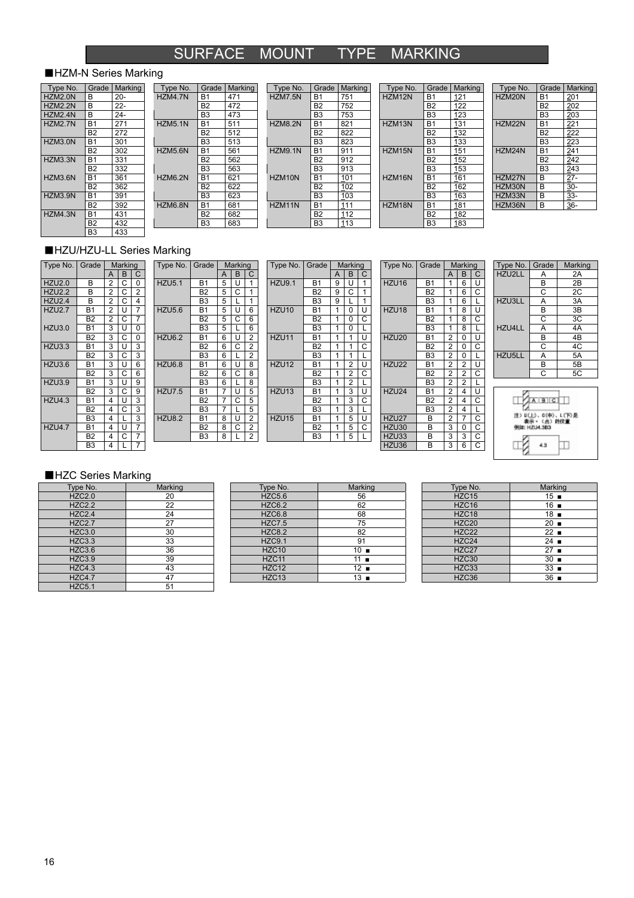# SURFACE MOUNT TYPE MARKING

## ■HZM-N Series Marking

| Type No. | Grade | Marking |
|---|---|---|
| HZM2.0N | B | 20- |
| HZM2.2N | B | 22- |
| HZM2.4N | B | 24- |
| HZM2.7N | B1 | 271 |
| | B2 | 272 |
| HZM3.0N | B1 | 301 |
| | B2 | 302 |
| HZM3.3N | B1 | 331 |
| | B2 | 332 |
| HZM3.6N | B1 | 361 |
| | B2 | 362 |
| HZM3.9N | B1 | 391 |
| | B2 | 392 |
| HZM4.3N | B1 | 431 |
| | B2 | 432 |
| | B3 | 433 |

| Type No. | Grade | Marking |
|---|---|---|
| HZM4.7N | B1 | 471 |
| | B2 | 472 |
| | B3 | 473 |
| HZM5.1N | B1 | 511 |
| | B2 | 512 |
| | B3 | 513 |
| HZM5.6N | B1 | 561 |
| | B2 | 562 |
| | B3 | 563 |
| HZM6.2N | B1 | 621 |
| | B2 | 622 |
| | B3 | 623 |
| HZM6.8N | B1 | 681 |
| | B2 | 682 |
| | B3 | 683 |

| Type No. | Grade | Marking |
|---|---|---|
| HZM7.5N | B1 | 751 |
| | B2 | 752 |
| | B3 | 753 |
| HZM8.2N | B1 | 821 |
| | B2 | 822 |
| | B3 | 823 |
| HZM9.1N | B1 | 911 |
| | B2 | 912 |
| | B3 | 913 |
| HZM10N | B1 | 101 |
| | B2 | 102 |
| | B3 | 103 |
| HZM11N | B1 | 111 |
| | B2 | 112 |
| | B3 | 113 |

| Type No. | Grade | Marking |
|---|---|---|
| HZM12N | B1 | 121 |
| | B2 | 122 |
| | B3 | 123 |
| HZM13N | B1 | 131 |
| | B2 | 132 |
| | B3 | 133 |
| HZM15N | B1 | 151 |
| | B2 | 152 |
| | B3 | 153 |
| HZM16N | B1 | 161 |
| | B2 | 162 |
| | B3 | 163 |
| HZM18N | B1 | 181 |
| | B2 | 182 |
| | B3 | 183 |

| Type No. | Grade | Marking |
|---|---|---|
| HZM20N | B1 | 201 |
| | B2 | 202 |
| | B3 | 203 |
| HZM22N | B1 | 221 |
| | B2 | 222 |
| | B3 | 223 |
| HZM24N | B1 | 241 |
| | B2 | 242 |
| | B3 | 243 |
| HZM27N | B | 27- |
| HZM30N | B | 30- |
| HZM33N | B | 33- |
| HZM36N | B | 36- |

## ■HZU/HZU-LL Series Marking

| Type No. | Grade | Marking | | |
|---|---|---|---|---|
| | | A | B | C |
| HZU2.0 | B | 2 | C | 0 |
| HZU2.2 | B | 2 | C | 2 |
| HZU2.4 | B | 2 | C | 4 |
| HZU2.7 | B1 | 2 | U | 7 |
| | B2 | 2 | C | 7 |
| HZU3.0 | B1 | 3 | U | 0 |
| | B2 | 3 | C | 0 |
| HZU3.3 | B1 | 3 | U | 3 |
| | B2 | 3 | C | 3 |
| HZU3.6 | B1 | 3 | U | 6 |
| | B2 | 3 | C | 6 |
| HZU3.9 | B1 | 3 | U | 9 |
| | B2 | 3 | C | 9 |
| HZU4.3 | B1 | 4 | U | 3 |
| | B2 | 4 | C | 3 |
| | B3 | 4 | L | 3 |
| HZU4.7 | B1 | 4 | U | 7 |
| | B2 | 4 | C | 7 |
| | B3 | 4 | L | 7 |

| Type No. | Grade | Marking | | |
|---|---|---|---|---|
| | | A | B | C |
| HZU5.1 | B1 | 5 | U | 1 |
| | B2 | 5 | C | 1 |
| | B3 | 5 | L | 1 |
| HZU5.6 | B1 | 5 | U | 6 |
| | B2 | 5 | C | 6 |
| | B3 | 5 | L | 6 |
| HZU6.2 | B1 | 6 | U | 2 |
| | B2 | 6 | C | 2 |
| | B3 | 6 | L | 2 |
| HZU6.8 | B1 | 6 | U | 8 |
| | B2 | 6 | C | 8 |
| | B3 | 6 | L | 8 |
| HZU7.5 | B1 | 7 | U | 5 |
| | B2 | 7 | C | 5 |
| | B3 | 7 | L | 5 |
| HZU8.2 | B1 | 8 | U | 2 |
| | B2 | 8 | C | 2 |
| | B3 | 8 | L | 2 |

| Type No. | Grade | Marking | | |
|---|---|---|---|---|
| | | A | B | C |
| HZU9.1 | B1 | 9 | U | 1 |
| | B2 | 9 | C | 1 |
| | B3 | 9 | L | 1 |
| HZU10 | B1 | 1 | 0 | U |
| | B2 | 1 | 0 | C |
| | B3 | 1 | 0 | L |
| HZU11 | B1 | 1 | 1 | U |
| | B2 | 1 | 1 | C |
| | B3 | 1 | 1 | L |
| HZU12 | B1 | 1 | 2 | U |
| | B2 | 1 | 2 | C |
| | B3 | 1 | 2 | L |
| HZU13 | B1 | 1 | 3 | U |
| | B2 | 1 | 3 | C |
| | B3 | 1 | 3 | L |
| HZU15 | B1 | 1 | 5 | U |
| | B2 | 1 | 5 | C |
| | B3 | 1 | 5 | L |

| Type No. | Grade | Marking | | |
|---|---|---|---|---|
| | | A | B | C |
| HZU16 | B1 | 1 | 6 | U |
| | B2 | 1 | 6 | C |
| | B3 | 1 | 6 | L |
| HZU18 | B1 | 1 | 8 | U |
| | B2 | 1 | 8 | C |
| | B3 | 1 | 8 | L |
| HZU20 | B1 | 2 | 0 | U |
| | B2 | 2 | 0 | C |
| | B3 | 2 | 0 | L |
| HZU22 | B1 | 2 | 2 | U |
| | B2 | 2 | 2 | C |
| | B3 | 2 | 2 | L |
| HZU24 | B1 | 2 | 4 | U |
| | B2 | 2 | 4 | C |
| | B3 | 2 | 4 | L |
| HZU27 | B | 2 | 7 | C |
| HZU30 | B | 3 | 0 | C |
| HZU33 | B | 3 | 3 | C |
| HZU36 | B | 3 | 6 | C |

| Type No. | Grade | Marking |
|---|---|---|
| HZU2LL | A | 2A |
| | B | 2B |
| | C | 2C |
| HZU3LL | A | 3A |
| | B | 3B |
| | C | 3C |
| HZU4LL | A | 4A |
| | B | 4B |
| | C | 4C |
| HZU5LL | A | 5A |
| | B | 5B |
| | C | 5C |

A B C

注）U(上)、C(中)、L(下)是表示・（点）的位置
例如：HZU4.3B3

4.3

## ■HZC Series Marking

| Type No. | Marking |
|---|---|
| HZC2.0 | 20 |
| HZC2.2 | 22 |
| HZC2.4 | 24 |
| HZC2.7 | 27 |
| HZC3.0 | 30 |
| HZC3.3 | 33 |
| HZC3.6 | 36 |
| HZC3.9 | 39 |
| HZC4.3 | 43 |
| HZC4.7 | 47 |
| HZC5.1 | 51 |

| Type No. | Marking |
|---|---|
| HZC5.6 | 56 |
| HZC6.2 | 62 |
| HZC6.8 | 68 |
| HZC7.5 | 75 |
| HZC8.2 | 82 |
| HZC9.1 | 91 |
| HZC10 | 10 ■ |
| HZC11 | 11 ■ |
| HZC12 | 12 ■ |
| HZC13 | 13 ■ |

| Type No. | Marking |
|---|---|
| HZC15 | 15 ■ |
| HZC16 | 16 ■ |
| HZC18 | 18 ■ |
| HZC20 | 20 ■ |
| HZC22 | 22 ■ |
| HZC24 | 24 ■ |
| HZC27 | 27 ■ |
| HZC30 | 30 ■ |
| HZC33 | 33 ■ |
| HZC36 | 36 ■ |